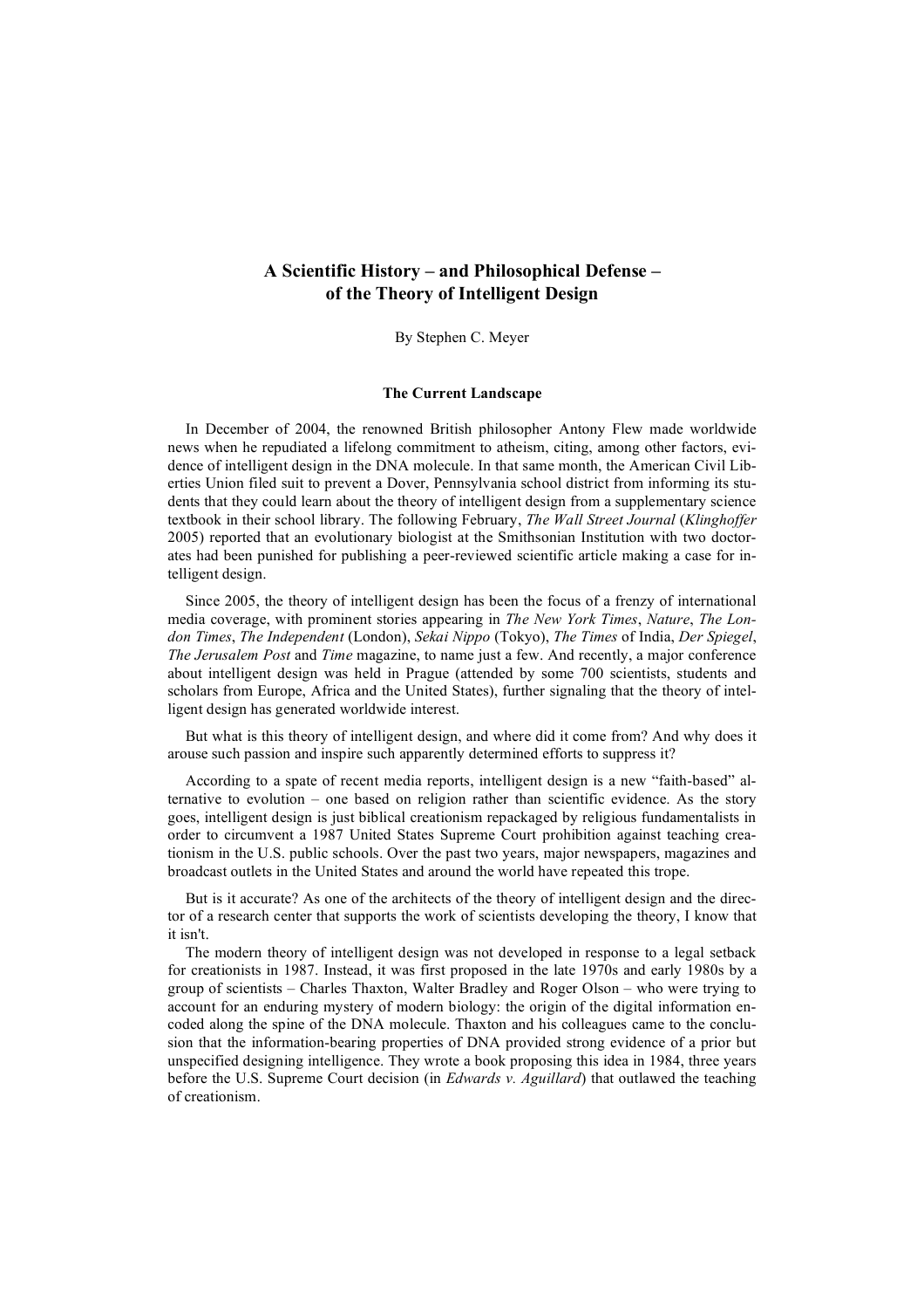# A Scientific History – and Philosophical Defense – of the Theory of Intelligent Design

By Stephen C. Meyer

### The Current Landscape

In December of 2004, the renowned British philosopher Antony Flew made worldwide news when he repudiated a lifelong commitment to atheism, citing, among other factors, evidence of intelligent design in the DNA molecule. In that same month, the American Civil Liberties Union filed suit to prevent a Dover, Pennsylvania school district from informing its students that they could learn about the theory of intelligent design from a supplementary science textbook in their school library. The following February, *The Wall Street Journal* (*Klinghoffer* 2005) reported that an evolutionary biologist at the Smithsonian Institution with two doctorates had been punished for publishing a peer-reviewed scientific article making a case for intelligent design.

Since 2005, the theory of intelligent design has been the focus of a frenzy of international media coverage, with prominent stories appearing in *The New York Times*, *Nature*, *The London Times*, *The Independent* (London), *Sekai Nippo* (Tokyo), *The Times* of India, *Der Spiegel*, *The Jerusalem Post* and *Time* magazine, to name just a few. And recently, a major conference about intelligent design was held in Prague (attended by some 700 scientists, students and scholars from Europe, Africa and the United States), further signaling that the theory of intelligent design has generated worldwide interest.

But what is this theory of intelligent design, and where did it come from? And why does it arouse such passion and inspire such apparently determined efforts to suppress it?

According to a spate of recent media reports, intelligent design is a new "faith-based" alternative to evolution – one based on religion rather than scientific evidence. As the story goes, intelligent design is just biblical creationism repackaged by religious fundamentalists in order to circumvent a 1987 United States Supreme Court prohibition against teaching creationism in the U.S. public schools. Over the past two years, major newspapers, magazines and broadcast outlets in the United States and around the world have repeated this trope.

But is it accurate? As one of the architects of the theory of intelligent design and the director of a research center that supports the work of scientists developing the theory, I know that it isn't.

The modern theory of intelligent design was not developed in response to a legal setback for creationists in 1987. Instead, it was first proposed in the late 1970s and early 1980s by a group of scientists – Charles Thaxton, Walter Bradley and Roger Olson – who were trying to account for an enduring mystery of modern biology: the origin of the digital information encoded along the spine of the DNA molecule. Thaxton and his colleagues came to the conclusion that the information-bearing properties of DNA provided strong evidence of a prior but unspecified designing intelligence. They wrote a book proposing this idea in 1984, three years before the U.S. Supreme Court decision (in *Edwards v. Aguillard*) that outlawed the teaching of creationism.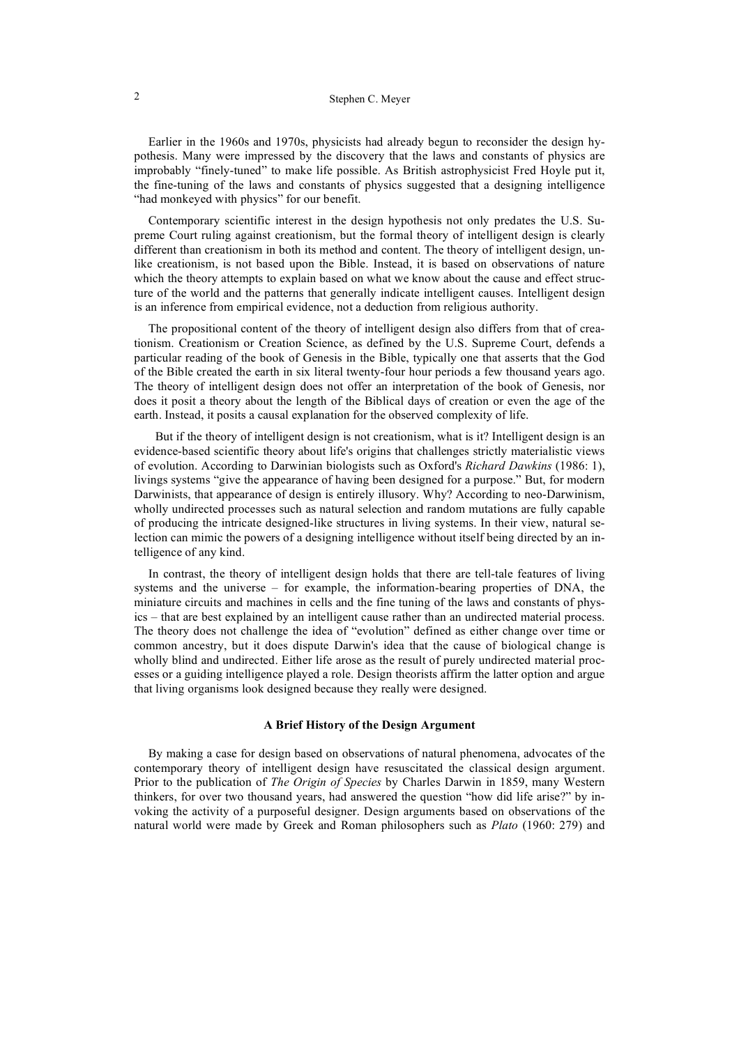Earlier in the 1960s and 1970s, physicists had already begun to reconsider the design hypothesis. Many were impressed by the discovery that the laws and constants of physics are improbably "finely-tuned" to make life possible. As British astrophysicist Fred Hoyle put it, the fine-tuning of the laws and constants of physics suggested that a designing intelligence "had monkeyed with physics" for our benefit.

Contemporary scientific interest in the design hypothesis not only predates the U.S. Supreme Court ruling against creationism, but the formal theory of intelligent design is clearly different than creationism in both its method and content. The theory of intelligent design, unlike creationism, is not based upon the Bible. Instead, it is based on observations of nature which the theory attempts to explain based on what we know about the cause and effect structure of the world and the patterns that generally indicate intelligent causes. Intelligent design is an inference from empirical evidence, not a deduction from religious authority.

The propositional content of the theory of intelligent design also differs from that of creationism. Creationism or Creation Science, as defined by the U.S. Supreme Court, defends a particular reading of the book of Genesis in the Bible, typically one that asserts that the God of the Bible created the earth in six literal twenty-four hour periods a few thousand years ago. The theory of intelligent design does not offer an interpretation of the book of Genesis, nor does it posit a theory about the length of the Biblical days of creation or even the age of the earth. Instead, it posits a causal explanation for the observed complexity of life.

But if the theory of intelligent design is not creationism, what is it? Intelligent design is an evidence-based scientific theory about life's origins that challenges strictly materialistic views of evolution. According to Darwinian biologists such as Oxford's *Richard Dawkins* (1986: 1), livings systems "give the appearance of having been designed for a purpose." But, for modern Darwinists, that appearance of design is entirely illusory. Why? According to neo-Darwinism, wholly undirected processes such as natural selection and random mutations are fully capable of producing the intricate designed-like structures in living systems. In their view, natural selection can mimic the powers of a designing intelligence without itself being directed by an intelligence of any kind.

In contrast, the theory of intelligent design holds that there are tell-tale features of living systems and the universe – for example, the information-bearing properties of DNA, the miniature circuits and machines in cells and the fine tuning of the laws and constants of physics – that are best explained by an intelligent cause rather than an undirected material process. The theory does not challenge the idea of "evolution" defined as either change over time or common ancestry, but it does dispute Darwin's idea that the cause of biological change is wholly blind and undirected. Either life arose as the result of purely undirected material processes or a guiding intelligence played a role. Design theorists affirm the latter option and argue that living organisms look designed because they really were designed.

### A Brief History of the Design Argument

By making a case for design based on observations of natural phenomena, advocates of the contemporary theory of intelligent design have resuscitated the classical design argument. Prior to the publication of *The Origin of Species* by Charles Darwin in 1859, many Western thinkers, for over two thousand years, had answered the question "how did life arise?" by invoking the activity of a purposeful designer. Design arguments based on observations of the natural world were made by Greek and Roman philosophers such as *Plato* (1960: 279) and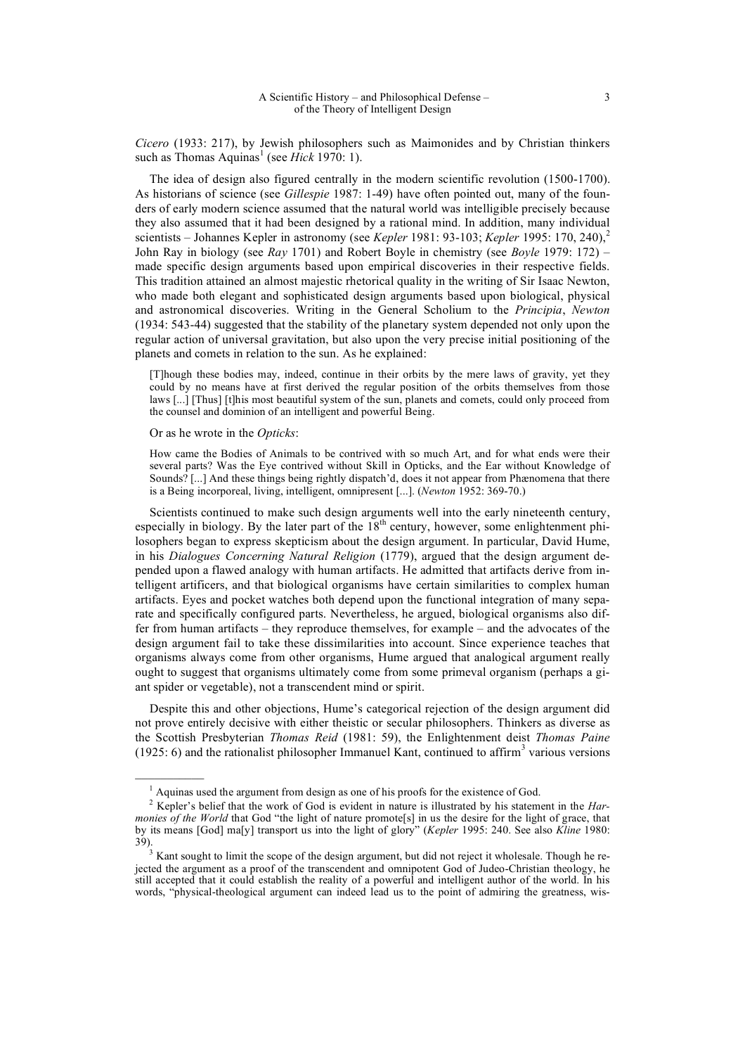*Cicero* (1933: 217), by Jewish philosophers such as Maimonides and by Christian thinkers such as Thomas Aquinas[1] (see *Hick* 1970: 1).

The idea of design also figured centrally in the modern scientific revolution (1500-1700). As historians of science (see *Gillespie* 1987: 1-49) have often pointed out, many of the founders of early modern science assumed that the natural world was intelligible precisely because they also assumed that it had been designed by a rational mind. In addition, many individual scientists – Johannes Kepler in astronomy (see *Kepler* 1981: 93-103; *Kepler* 1995: 170, 240),[2] John Ray in biology (see *Ray* 1701) and Robert Boyle in chemistry (see *Boyle* 1979: 172) – made specific design arguments based upon empirical discoveries in their respective fields. This tradition attained an almost majestic rhetorical quality in the writing of Sir Isaac Newton, who made both elegant and sophisticated design arguments based upon biological, physical and astronomical discoveries. Writing in the General Scholium to the *Principia*, *Newton* (1934: 543-44) suggested that the stability of the planetary system depended not only upon the regular action of universal gravitation, but also upon the very precise initial positioning of the planets and comets in relation to the sun. As he explained:

> [T]hough these bodies may, indeed, continue in their orbits by the mere laws of gravity, yet they could by no means have at first derived the regular position of the orbits themselves from those laws [...] [Thus] [t]his most beautiful system of the sun, planets and comets, could only proceed from the counsel and dominion of an intelligent and powerful Being.

Or as he wrote in the *Opticks*:

> How came the Bodies of Animals to be contrived with so much Art, and for what ends were their several parts? Was the Eye contrived without Skill in Opticks, and the Ear without Knowledge of Sounds? [...] And these things being rightly dispatch'd, does it not appear from Phænomena that there is a Being incorporeal, living, intelligent, omnipresent [...]. (*Newton* 1952: 369-70.)

Scientists continued to make such design arguments well into the early nineteenth century, especially in biology. By the later part of the 18th century, however, some enlightenment philosophers began to express skepticism about the design argument. In particular, David Hume, in his *Dialogues Concerning Natural Religion* (1779), argued that the design argument depended upon a flawed analogy with human artifacts. He admitted that artifacts derive from intelligent artificers, and that biological organisms have certain similarities to complex human artifacts. Eyes and pocket watches both depend upon the functional integration of many separate and specifically configured parts. Nevertheless, he argued, biological organisms also differ from human artifacts – they reproduce themselves, for example – and the advocates of the design argument fail to take these dissimilarities into account. Since experience teaches that organisms always come from other organisms, Hume argued that analogical argument really ought to suggest that organisms ultimately come from some primeval organism (perhaps a giant spider or vegetable), not a transcendent mind or spirit.

Despite this and other objections, Hume's categorical rejection of the design argument did not prove entirely decisive with either theistic or secular philosophers. Thinkers as diverse as the Scottish Presbyterian *Thomas Reid* (1981: 59), the Enlightenment deist *Thomas Paine* (1925: 6) and the rationalist philosopher Immanuel Kant, continued to affirm[3] various versions

---

[1] Aquinas used the argument from design as one of his proofs for the existence of God.

[2] Kepler's belief that the work of God is evident in nature is illustrated by his statement in the *Harmonies of the World* that God "the light of nature promote[s] in us the desire for the light of grace, that by its means [God] ma[y] transport us into the light of glory" (*Kepler* 1995: 240. See also *Kline* 1980: 39).

[3] Kant sought to limit the scope of the design argument, but did not reject it wholesale. Though he rejected the argument as a proof of the transcendent and omnipotent God of Judeo-Christian theology, he still accepted that it could establish the reality of a powerful and intelligent author of the world. In his words, "physical-theological argument can indeed lead us to the point of admiring the greatness, wis-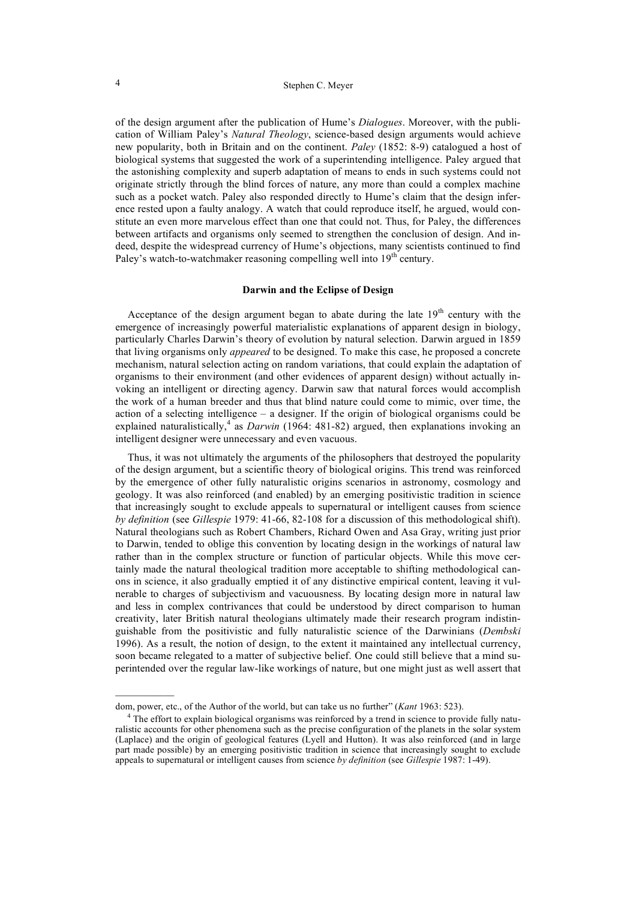of the design argument after the publication of Hume's *Dialogues*. Moreover, with the publication of William Paley's *Natural Theology*, science-based design arguments would achieve new popularity, both in Britain and on the continent. *Paley* (1852: 8-9) catalogued a host of biological systems that suggested the work of a superintending intelligence. Paley argued that the astonishing complexity and superb adaptation of means to ends in such systems could not originate strictly through the blind forces of nature, any more than could a complex machine such as a pocket watch. Paley also responded directly to Hume's claim that the design inference rested upon a faulty analogy. A watch that could reproduce itself, he argued, would constitute an even more marvelous effect than one that could not. Thus, for Paley, the differences between artifacts and organisms only seemed to strengthen the conclusion of design. And indeed, despite the widespread currency of Hume's objections, many scientists continued to find Paley's watch-to-watchmaker reasoning compelling well into 19th century.

### Darwin and the Eclipse of Design

Acceptance of the design argument began to abate during the late 19th century with the emergence of increasingly powerful materialistic explanations of apparent design in biology, particularly Charles Darwin's theory of evolution by natural selection. Darwin argued in 1859 that living organisms only *appeared* to be designed. To make this case, he proposed a concrete mechanism, natural selection acting on random variations, that could explain the adaptation of organisms to their environment (and other evidences of apparent design) without actually invoking an intelligent or directing agency. Darwin saw that natural forces would accomplish the work of a human breeder and thus that blind nature could come to mimic, over time, the action of a selecting intelligence – a designer. If the origin of biological organisms could be explained naturalistically,[4] as *Darwin* (1964: 481-82) argued, then explanations invoking an intelligent designer were unnecessary and even vacuous.

Thus, it was not ultimately the arguments of the philosophers that destroyed the popularity of the design argument, but a scientific theory of biological origins. This trend was reinforced by the emergence of other fully naturalistic origins scenarios in astronomy, cosmology and geology. It was also reinforced (and enabled) by an emerging positivistic tradition in science that increasingly sought to exclude appeals to supernatural or intelligent causes from science *by definition* (see *Gillespie* 1979: 41-66, 82-108 for a discussion of this methodological shift). Natural theologians such as Robert Chambers, Richard Owen and Asa Gray, writing just prior to Darwin, tended to oblige this convention by locating design in the workings of natural law rather than in the complex structure or function of particular objects. While this move certainly made the natural theological tradition more acceptable to shifting methodological canons in science, it also gradually emptied it of any distinctive empirical content, leaving it vulnerable to charges of subjectivism and vacuousness. By locating design more in natural law and less in complex contrivances that could be understood by direct comparison to human creativity, later British natural theologians ultimately made their research program indistinguishable from the positivistic and fully naturalistic science of the Darwinians (*Dembski* 1996). As a result, the notion of design, to the extent it maintained any intellectual currency, soon became relegated to a matter of subjective belief. One could still believe that a mind superintended over the regular law-like workings of nature, but one might just as well assert that

---

dom, power, etc., of the Author of the world, but can take us no further" (*Kant* 1963: 523).

[4] The effort to explain biological organisms was reinforced by a trend in science to provide fully naturalistic accounts for other phenomena such as the precise configuration of the planets in the solar system (Laplace) and the origin of geological features (Lyell and Hutton). It was also reinforced (and in large part made possible) by an emerging positivistic tradition in science that increasingly sought to exclude appeals to supernatural or intelligent causes from science *by definition* (see *Gillespie* 1987: 1-49).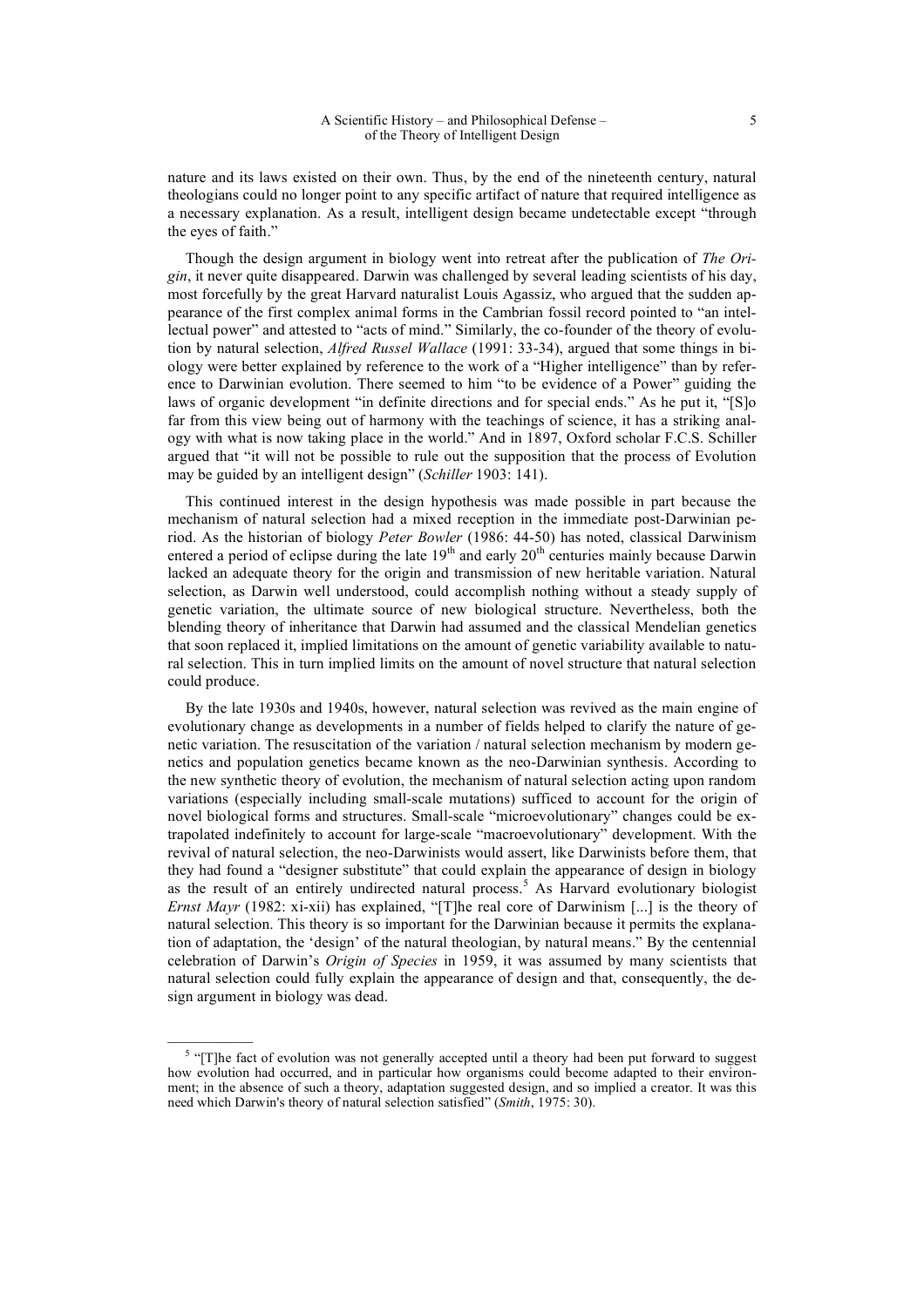nature and its laws existed on their own. Thus, by the end of the nineteenth century, natural theologians could no longer point to any specific artifact of nature that required intelligence as a necessary explanation. As a result, intelligent design became undetectable except "through the eyes of faith."

Though the design argument in biology went into retreat after the publication of *The Origin*, it never quite disappeared. Darwin was challenged by several leading scientists of his day, most forcefully by the great Harvard naturalist Louis Agassiz, who argued that the sudden appearance of the first complex animal forms in the Cambrian fossil record pointed to "an intellectual power" and attested to "acts of mind." Similarly, the co-founder of the theory of evolution by natural selection, *Alfred Russel Wallace* (1991: 33-34), argued that some things in biology were better explained by reference to the work of a "Higher intelligence" than by reference to Darwinian evolution. There seemed to him "to be evidence of a Power" guiding the laws of organic development "in definite directions and for special ends." As he put it, "[S]o far from this view being out of harmony with the teachings of science, it has a striking analogy with what is now taking place in the world." And in 1897, Oxford scholar F.C.S. Schiller argued that "it will not be possible to rule out the supposition that the process of Evolution may be guided by an intelligent design" (*Schiller* 1903: 141).

This continued interest in the design hypothesis was made possible in part because the mechanism of natural selection had a mixed reception in the immediate post-Darwinian period. As the historian of biology *Peter Bowler* (1986: 44-50) has noted, classical Darwinism entered a period of eclipse during the late 19th and early 20th centuries mainly because Darwin lacked an adequate theory for the origin and transmission of new heritable variation. Natural selection, as Darwin well understood, could accomplish nothing without a steady supply of genetic variation, the ultimate source of new biological structure. Nevertheless, both the blending theory of inheritance that Darwin had assumed and the classical Mendelian genetics that soon replaced it, implied limitations on the amount of genetic variability available to natural selection. This in turn implied limits on the amount of novel structure that natural selection could produce.

By the late 1930s and 1940s, however, natural selection was revived as the main engine of evolutionary change as developments in a number of fields helped to clarify the nature of genetic variation. The resuscitation of the variation / natural selection mechanism by modern genetics and population genetics became known as the neo-Darwinian synthesis. According to the new synthetic theory of evolution, the mechanism of natural selection acting upon random variations (especially including small-scale mutations) sufficed to account for the origin of novel biological forms and structures. Small-scale "microevolutionary" changes could be extrapolated indefinitely to account for large-scale "macroevolutionary" development. With the revival of natural selection, the neo-Darwinists would assert, like Darwinists before them, that they had found a "designer substitute" that could explain the appearance of design in biology as the result of an entirely undirected natural process.[5] As Harvard evolutionary biologist *Ernst Mayr* (1982: xi-xii) has explained, "[T]he real core of Darwinism [...] is the theory of natural selection. This theory is so important for the Darwinian because it permits the explanation of adaptation, the 'design' of the natural theologian, by natural means." By the centennial celebration of Darwin's *Origin of Species* in 1959, it was assumed by many scientists that natural selection could fully explain the appearance of design and that, consequently, the design argument in biology was dead.

---

[5] "[T]he fact of evolution was not generally accepted until a theory had been put forward to suggest how evolution had occurred, and in particular how organisms could become adapted to their environment; in the absence of such a theory, adaptation suggested design, and so implied a creator. It was this need which Darwin's theory of natural selection satisfied" (*Smith*, 1975: 30).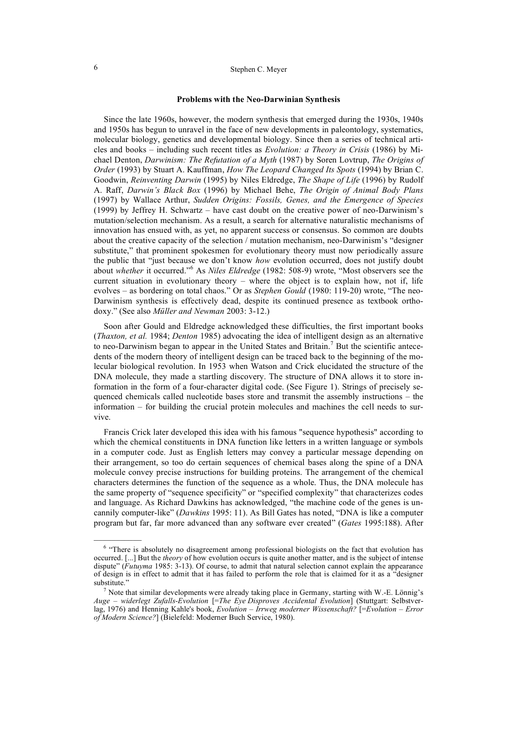### Problems with the Neo-Darwinian Synthesis

Since the late 1960s, however, the modern synthesis that emerged during the 1930s, 1940s and 1950s has begun to unravel in the face of new developments in paleontology, systematics, molecular biology, genetics and developmental biology. Since then a series of technical articles and books – including such recent titles as *Evolution: a Theory in Crisis* (1986) by Michael Denton, *Darwinism: The Refutation of a Myth* (1987) by Soren Lovtrup, *The Origins of Order* (1993) by Stuart A. Kauffman, *How The Leopard Changed Its Spots* (1994) by Brian C. Goodwin, *Reinventing Darwin* (1995) by Niles Eldredge, *The Shape of Life* (1996) by Rudolf A. Raff, *Darwin's Black Box* (1996) by Michael Behe, *The Origin of Animal Body Plans* (1997) by Wallace Arthur, *Sudden Origins: Fossils, Genes, and the Emergence of Species* (1999) by Jeffrey H. Schwartz – have cast doubt on the creative power of neo-Darwinism's mutation/selection mechanism. As a result, a search for alternative naturalistic mechanisms of innovation has ensued with, as yet, no apparent success or consensus. So common are doubts about the creative capacity of the selection / mutation mechanism, neo-Darwinism's "designer substitute," that prominent spokesmen for evolutionary theory must now periodically assure the public that "just because we don't know *how* evolution occurred, does not justify doubt about *whether* it occurred."[6] As *Niles Eldredge* (1982: 508-9) wrote, "Most observers see the current situation in evolutionary theory – where the object is to explain how, not if, life evolves – as bordering on total chaos." Or as *Stephen Gould* (1980: 119-20) wrote, "The neo-Darwinism synthesis is effectively dead, despite its continued presence as textbook orthodoxy." (See also *Müller and Newman* 2003: 3-12.)

Soon after Gould and Eldredge acknowledged these difficulties, the first important books (*Thaxton, et al.* 1984; *Denton* 1985) advocating the idea of intelligent design as an alternative to neo-Darwinism began to appear in the United States and Britain.[7] But the scientific antecedents of the modern theory of intelligent design can be traced back to the beginning of the molecular biological revolution. In 1953 when Watson and Crick elucidated the structure of the DNA molecule, they made a startling discovery. The structure of DNA allows it to store information in the form of a four-character digital code. (See Figure 1). Strings of precisely sequenced chemicals called nucleotide bases store and transmit the assembly instructions – the information – for building the crucial protein molecules and machines the cell needs to survive.

Francis Crick later developed this idea with his famous "sequence hypothesis" according to which the chemical constituents in DNA function like letters in a written language or symbols in a computer code. Just as English letters may convey a particular message depending on their arrangement, so too do certain sequences of chemical bases along the spine of a DNA molecule convey precise instructions for building proteins. The arrangement of the chemical characters determines the function of the sequence as a whole. Thus, the DNA molecule has the same property of "sequence specificity" or "specified complexity" that characterizes codes and language. As Richard Dawkins has acknowledged, "the machine code of the genes is uncannily computer-like" (*Dawkins* 1995: 11). As Bill Gates has noted, "DNA is like a computer program but far, far more advanced than any software ever created" (*Gates* 1995:188). After

---

[6] "There is absolutely no disagreement among professional biologists on the fact that evolution has occurred. [...] But the *theory* of how evolution occurs is quite another matter, and is the subject of intense dispute" (*Futuyma* 1985: 3-13). Of course, to admit that natural selection cannot explain the appearance of design is in effect to admit that it has failed to perform the role that is claimed for it as a "designer substitute."

[7] Note that similar developments were already taking place in Germany, starting with W.-E. Lönnig's *Auge – widerlegt Zufalls-Evolution* [=*The Eye Disproves Accidental Evolution*] (Stuttgart: Selbstverlag, 1976) and Henning Kahle's book, *Evolution – Irrweg moderner Wissenschaft?* [=*Evolution – Error of Modern Science?*] (Bielefeld: Moderner Buch Service, 1980).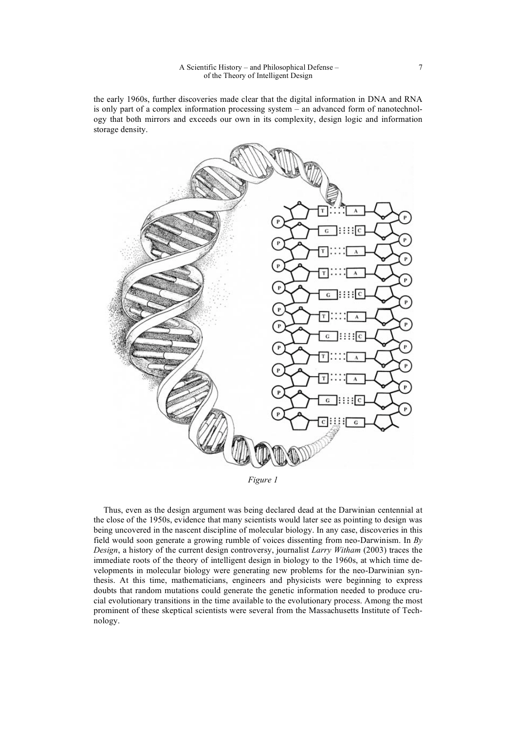the early 1960s, further discoveries made clear that the digital information in DNA and RNA is only part of a complex information processing system – an advanced form of nanotechnology that both mirrors and exceeds our own in its complexity, design logic and information storage density.

*Figure 1*

Thus, even as the design argument was being declared dead at the Darwinian centennial at the close of the 1950s, evidence that many scientists would later see as pointing to design was being uncovered in the nascent discipline of molecular biology. In any case, discoveries in this field would soon generate a growing rumble of voices dissenting from neo-Darwinism. In *By Design*, a history of the current design controversy, journalist *Larry Witham* (2003) traces the immediate roots of the theory of intelligent design in biology to the 1960s, at which time developments in molecular biology were generating new problems for the neo-Darwinian synthesis. At this time, mathematicians, engineers and physicists were beginning to express doubts that random mutations could generate the genetic information needed to produce crucial evolutionary transitions in the time available to the evolutionary process. Among the most prominent of these skeptical scientists were several from the Massachusetts Institute of Technology.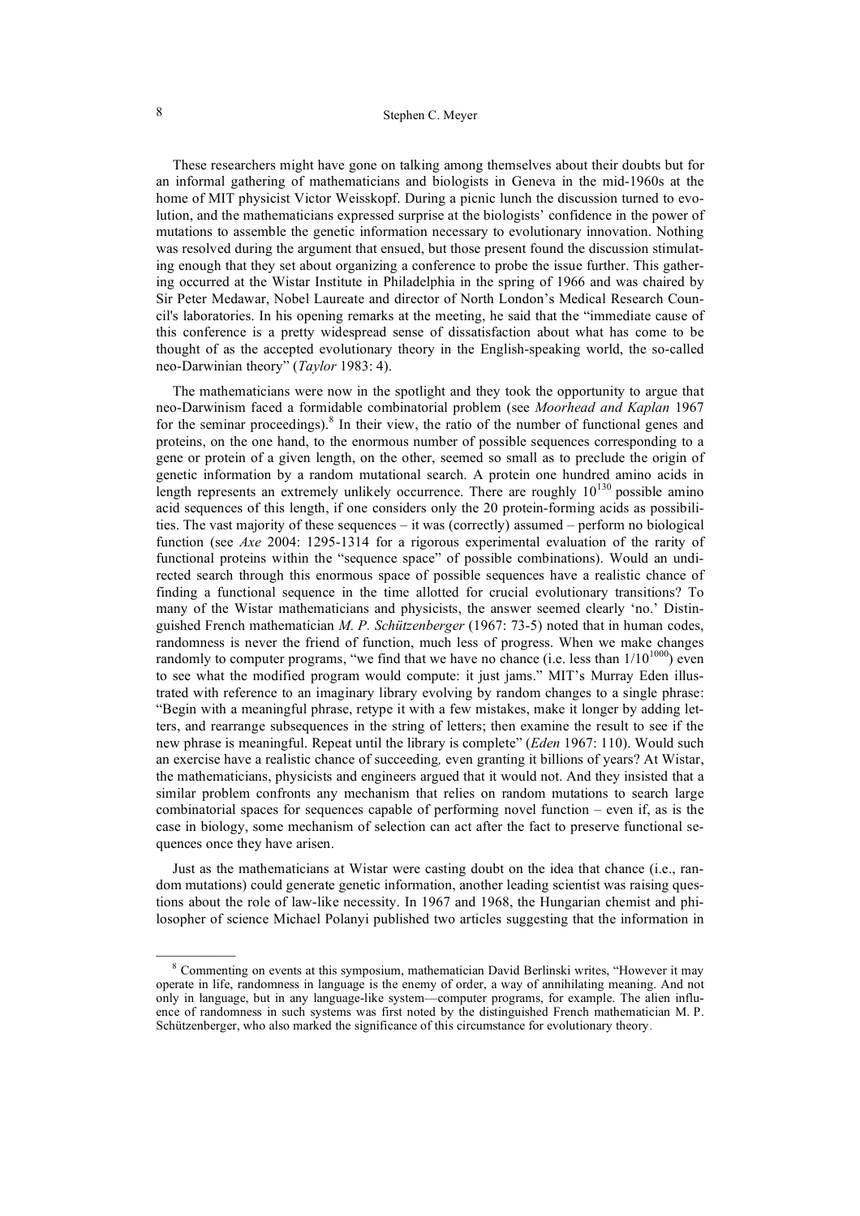These researchers might have gone on talking among themselves about their doubts but for an informal gathering of mathematicians and biologists in Geneva in the mid-1960s at the home of MIT physicist Victor Weisskopf. During a picnic lunch the discussion turned to evolution, and the mathematicians expressed surprise at the biologists' confidence in the power of mutations to assemble the genetic information necessary to evolutionary innovation. Nothing was resolved during the argument that ensued, but those present found the discussion stimulating enough that they set about organizing a conference to probe the issue further. This gathering occurred at the Wistar Institute in Philadelphia in the spring of 1966 and was chaired by Sir Peter Medawar, Nobel Laureate and director of North London's Medical Research Council's laboratories. In his opening remarks at the meeting, he said that the "immediate cause of this conference is a pretty widespread sense of dissatisfaction about what has come to be thought of as the accepted evolutionary theory in the English-speaking world, the so-called neo-Darwinian theory" (*Taylor* 1983: 4).

The mathematicians were now in the spotlight and they took the opportunity to argue that neo-Darwinism faced a formidable combinatorial problem (see *Moorhead and Kaplan* 1967 for the seminar proceedings).[8] In their view, the ratio of the number of functional genes and proteins, on the one hand, to the enormous number of possible sequences corresponding to a gene or protein of a given length, on the other, seemed so small as to preclude the origin of genetic information by a random mutational search. A protein one hundred amino acids in length represents an extremely unlikely occurrence. There are roughly $10^{130}$ possible amino acid sequences of this length, if one considers only the 20 protein-forming acids as possibilities. The vast majority of these sequences – it was (correctly) assumed – perform no biological function (see *Axe* 2004: 1295-1314 for a rigorous experimental evaluation of the rarity of functional proteins within the "sequence space" of possible combinations). Would an undirected search through this enormous space of possible sequences have a realistic chance of finding a functional sequence in the time allotted for crucial evolutionary transitions? To many of the Wistar mathematicians and physicists, the answer seemed clearly 'no.' Distinguished French mathematician *M. P. Schützenberger* (1967: 73-5) noted that in human codes, randomness is never the friend of function, much less of progress. When we make changes randomly to computer programs, "we find that we have no chance (i.e. less than $1/10^{1000}$) even to see what the modified program would compute: it just jams." MIT's Murray Eden illustrated with reference to an imaginary library evolving by random changes to a single phrase: "Begin with a meaningful phrase, retype it with a few mistakes, make it longer by adding letters, and rearrange subsequences in the string of letters; then examine the result to see if the new phrase is meaningful. Repeat until the library is complete" (*Eden* 1967: 110). Would such an exercise have a realistic chance of succeeding, even granting it billions of years? At Wistar, the mathematicians, physicists and engineers argued that it would not. And they insisted that a similar problem confronts any mechanism that relies on random mutations to search large combinatorial spaces for sequences capable of performing novel function – even if, as is the case in biology, some mechanism of selection can act after the fact to preserve functional sequences once they have arisen.

Just as the mathematicians at Wistar were casting doubt on the idea that chance (i.e., random mutations) could generate genetic information, another leading scientist was raising questions about the role of law-like necessity. In 1967 and 1968, the Hungarian chemist and philosopher of science Michael Polanyi published two articles suggesting that the information in

---

[8] Commenting on events at this symposium, mathematician David Berlinski writes, "However it may operate in life, randomness in language is the enemy of order, a way of annihilating meaning. And not only in language, but in any language-like system—computer programs, for example. The alien influence of randomness in such systems was first noted by the distinguished French mathematician M. P. Schützenberger, who also marked the significance of this circumstance for evolutionary theory.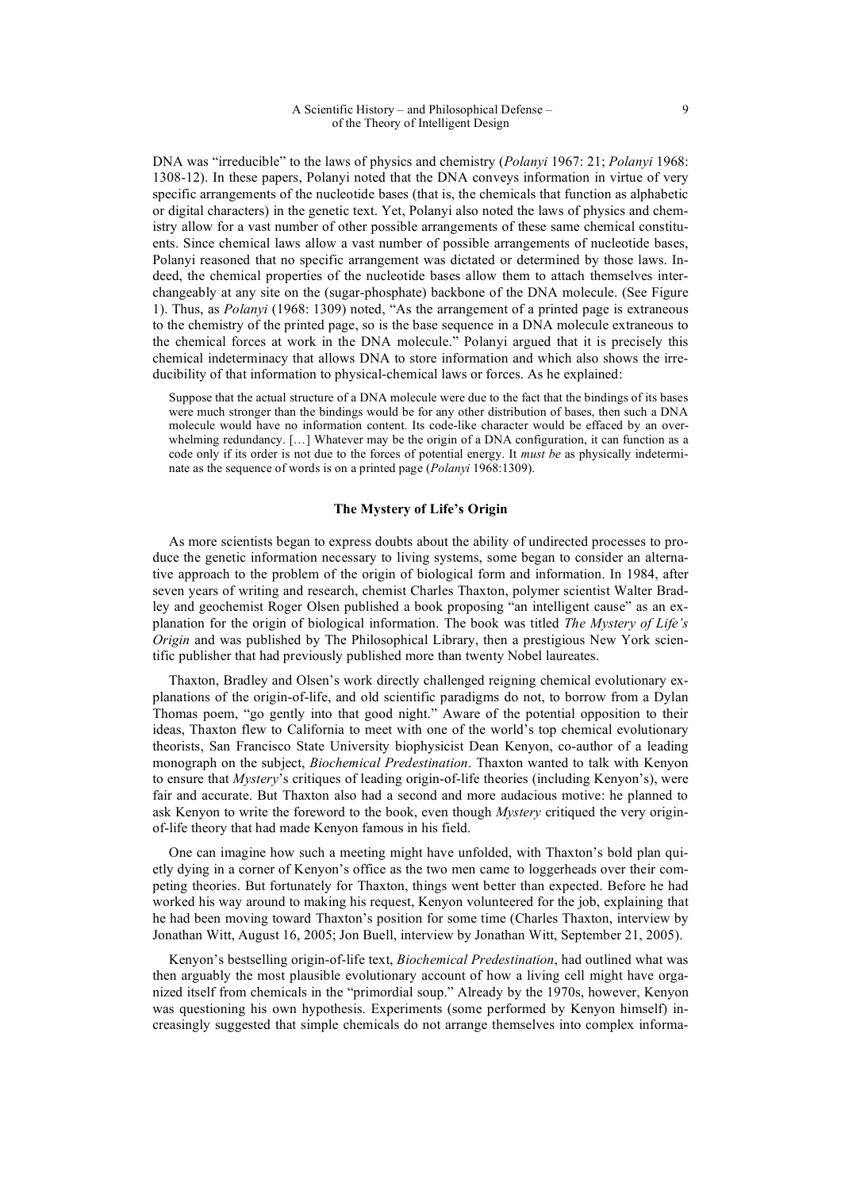DNA was "irreducible" to the laws of physics and chemistry (*Polanyi* 1967: 21; *Polanyi* 1968: 1308-12). In these papers, Polanyi noted that the DNA conveys information in virtue of very specific arrangements of the nucleotide bases (that is, the chemicals that function as alphabetic or digital characters) in the genetic text. Yet, Polanyi also noted the laws of physics and chemistry allow for a vast number of other possible arrangements of these same chemical constituents. Since chemical laws allow a vast number of possible arrangements of nucleotide bases, Polanyi reasoned that no specific arrangement was dictated or determined by those laws. Indeed, the chemical properties of the nucleotide bases allow them to attach themselves interchangeably at any site on the (sugar-phosphate) backbone of the DNA molecule. (See Figure 1). Thus, as *Polanyi* (1968: 1309) noted, "As the arrangement of a printed page is extraneous to the chemistry of the printed page, so is the base sequence in a DNA molecule extraneous to the chemical forces at work in the DNA molecule." Polanyi argued that it is precisely this chemical indeterminacy that allows DNA to store information and which also shows the irreducibility of that information to physical-chemical laws or forces. As he explained:

> Suppose that the actual structure of a DNA molecule were due to the fact that the bindings of its bases were much stronger than the bindings would be for any other distribution of bases, then such a DNA molecule would have no information content. Its code-like character would be effaced by an overwhelming redundancy. […] Whatever may be the origin of a DNA configuration, it can function as a code only if its order is not due to the forces of potential energy. It *must be* as physically indeterminate as the sequence of words is on a printed page (*Polanyi* 1968:1309).

## The Mystery of Life's Origin

As more scientists began to express doubts about the ability of undirected processes to produce the genetic information necessary to living systems, some began to consider an alternative approach to the problem of the origin of biological form and information. In 1984, after seven years of writing and research, chemist Charles Thaxton, polymer scientist Walter Bradley and geochemist Roger Olsen published a book proposing "an intelligent cause" as an explanation for the origin of biological information. The book was titled *The Mystery of Life's Origin* and was published by The Philosophical Library, then a prestigious New York scientific publisher that had previously published more than twenty Nobel laureates.

Thaxton, Bradley and Olsen's work directly challenged reigning chemical evolutionary explanations of the origin-of-life, and old scientific paradigms do not, to borrow from a Dylan Thomas poem, "go gently into that good night." Aware of the potential opposition to their ideas, Thaxton flew to California to meet with one of the world's top chemical evolutionary theorists, San Francisco State University biophysicist Dean Kenyon, co-author of a leading monograph on the subject, *Biochemical Predestination*. Thaxton wanted to talk with Kenyon to ensure that *Mystery*'s critiques of leading origin-of-life theories (including Kenyon's), were fair and accurate. But Thaxton also had a second and more audacious motive: he planned to ask Kenyon to write the foreword to the book, even though *Mystery* critiqued the very origin-of-life theory that had made Kenyon famous in his field.

One can imagine how such a meeting might have unfolded, with Thaxton's bold plan quietly dying in a corner of Kenyon's office as the two men came to loggerheads over their competing theories. But fortunately for Thaxton, things went better than expected. Before he had worked his way around to making his request, Kenyon volunteered for the job, explaining that he had been moving toward Thaxton's position for some time (Charles Thaxton, interview by Jonathan Witt, August 16, 2005; Jon Buell, interview by Jonathan Witt, September 21, 2005).

Kenyon's bestselling origin-of-life text, *Biochemical Predestination*, had outlined what was then arguably the most plausible evolutionary account of how a living cell might have organized itself from chemicals in the "primordial soup." Already by the 1970s, however, Kenyon was questioning his own hypothesis. Experiments (some performed by Kenyon himself) increasingly suggested that simple chemicals do not arrange themselves into complex informa-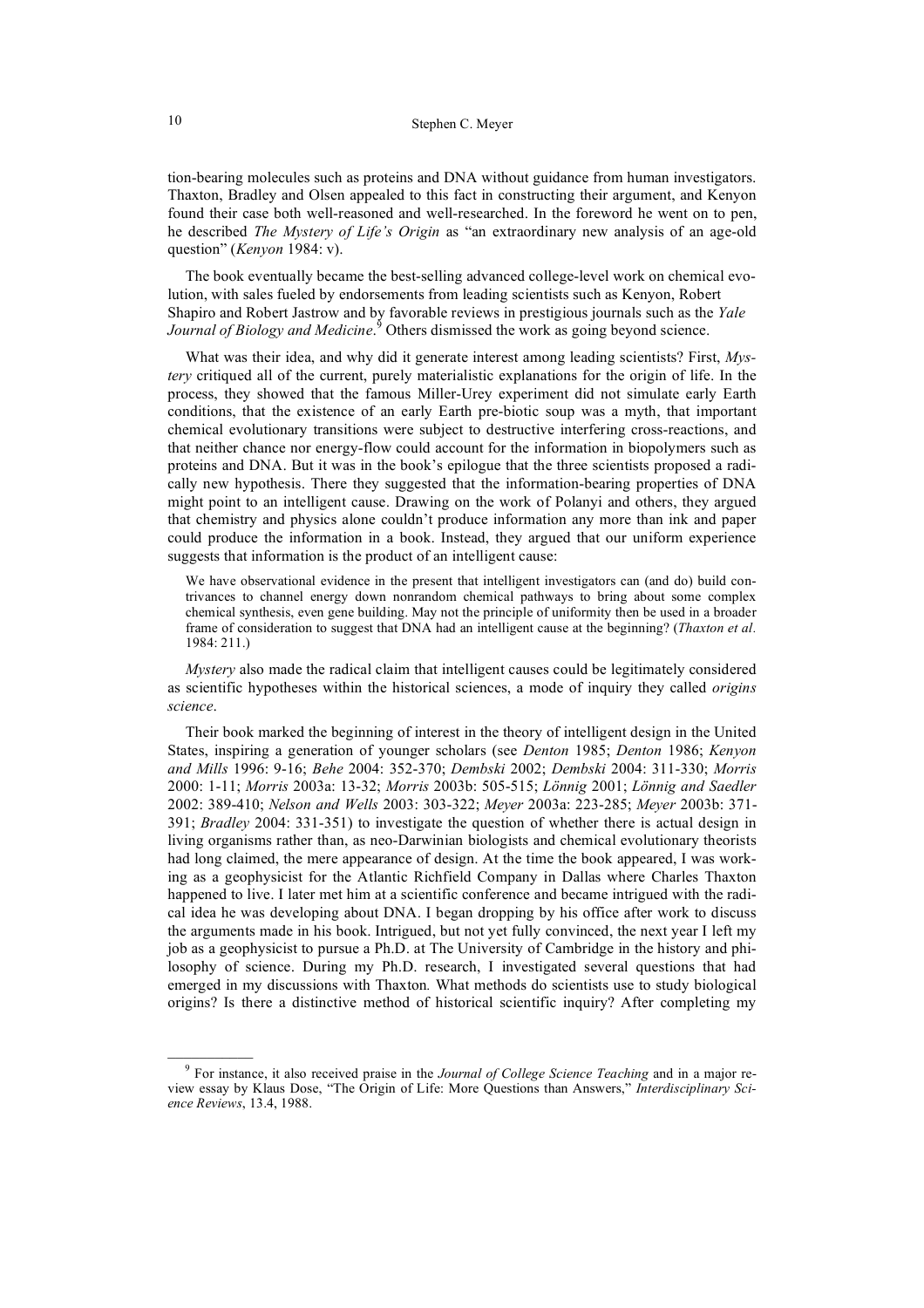tion-bearing molecules such as proteins and DNA without guidance from human investigators. Thaxton, Bradley and Olsen appealed to this fact in constructing their argument, and Kenyon found their case both well-reasoned and well-researched. In the foreword he went on to pen, he described *The Mystery of Life's Origin* as "an extraordinary new analysis of an age-old question" (*Kenyon* 1984: v).

The book eventually became the best-selling advanced college-level work on chemical evolution, with sales fueled by endorsements from leading scientists such as Kenyon, Robert Shapiro and Robert Jastrow and by favorable reviews in prestigious journals such as the *Yale Journal of Biology and Medicine*.[9] Others dismissed the work as going beyond science.

What was their idea, and why did it generate interest among leading scientists? First, *Mystery* critiqued all of the current, purely materialistic explanations for the origin of life. In the process, they showed that the famous Miller-Urey experiment did not simulate early Earth conditions, that the existence of an early Earth pre-biotic soup was a myth, that important chemical evolutionary transitions were subject to destructive interfering cross-reactions, and that neither chance nor energy-flow could account for the information in biopolymers such as proteins and DNA. But it was in the book's epilogue that the three scientists proposed a radically new hypothesis. There they suggested that the information-bearing properties of DNA might point to an intelligent cause. Drawing on the work of Polanyi and others, they argued that chemistry and physics alone couldn't produce information any more than ink and paper could produce the information in a book. Instead, they argued that our uniform experience suggests that information is the product of an intelligent cause:

> We have observational evidence in the present that intelligent investigators can (and do) build contrivances to channel energy down nonrandom chemical pathways to bring about some complex chemical synthesis, even gene building. May not the principle of uniformity then be used in a broader frame of consideration to suggest that DNA had an intelligent cause at the beginning? (*Thaxton et al.* 1984: 211.)

*Mystery* also made the radical claim that intelligent causes could be legitimately considered as scientific hypotheses within the historical sciences, a mode of inquiry they called *origins science*.

Their book marked the beginning of interest in the theory of intelligent design in the United States, inspiring a generation of younger scholars (see *Denton* 1985; *Denton* 1986; *Kenyon and Mills* 1996: 9-16; *Behe* 2004: 352-370; *Dembski* 2002; *Dembski* 2004: 311-330; *Morris* 2000: 1-11; *Morris* 2003a: 13-32; *Morris* 2003b: 505-515; *Lönnig* 2001; *Lönnig and Saedler* 2002: 389-410; *Nelson and Wells* 2003: 303-322; *Meyer* 2003a: 223-285; *Meyer* 2003b: 371-391; *Bradley* 2004: 331-351) to investigate the question of whether there is actual design in living organisms rather than, as neo-Darwinian biologists and chemical evolutionary theorists had long claimed, the mere appearance of design. At the time the book appeared, I was working as a geophysicist for the Atlantic Richfield Company in Dallas where Charles Thaxton happened to live. I later met him at a scientific conference and became intrigued with the radical idea he was developing about DNA. I began dropping by his office after work to discuss the arguments made in his book. Intrigued, but not yet fully convinced, the next year I left my job as a geophysicist to pursue a Ph.D. at The University of Cambridge in the history and philosophy of science. During my Ph.D. research, I investigated several questions that had emerged in my discussions with Thaxton. What methods do scientists use to study biological origins? Is there a distinctive method of historical scientific inquiry? After completing my

---

[9] For instance, it also received praise in the *Journal of College Science Teaching* and in a major review essay by Klaus Dose, "The Origin of Life: More Questions than Answers," *Interdisciplinary Science Reviews*, 13.4, 1988.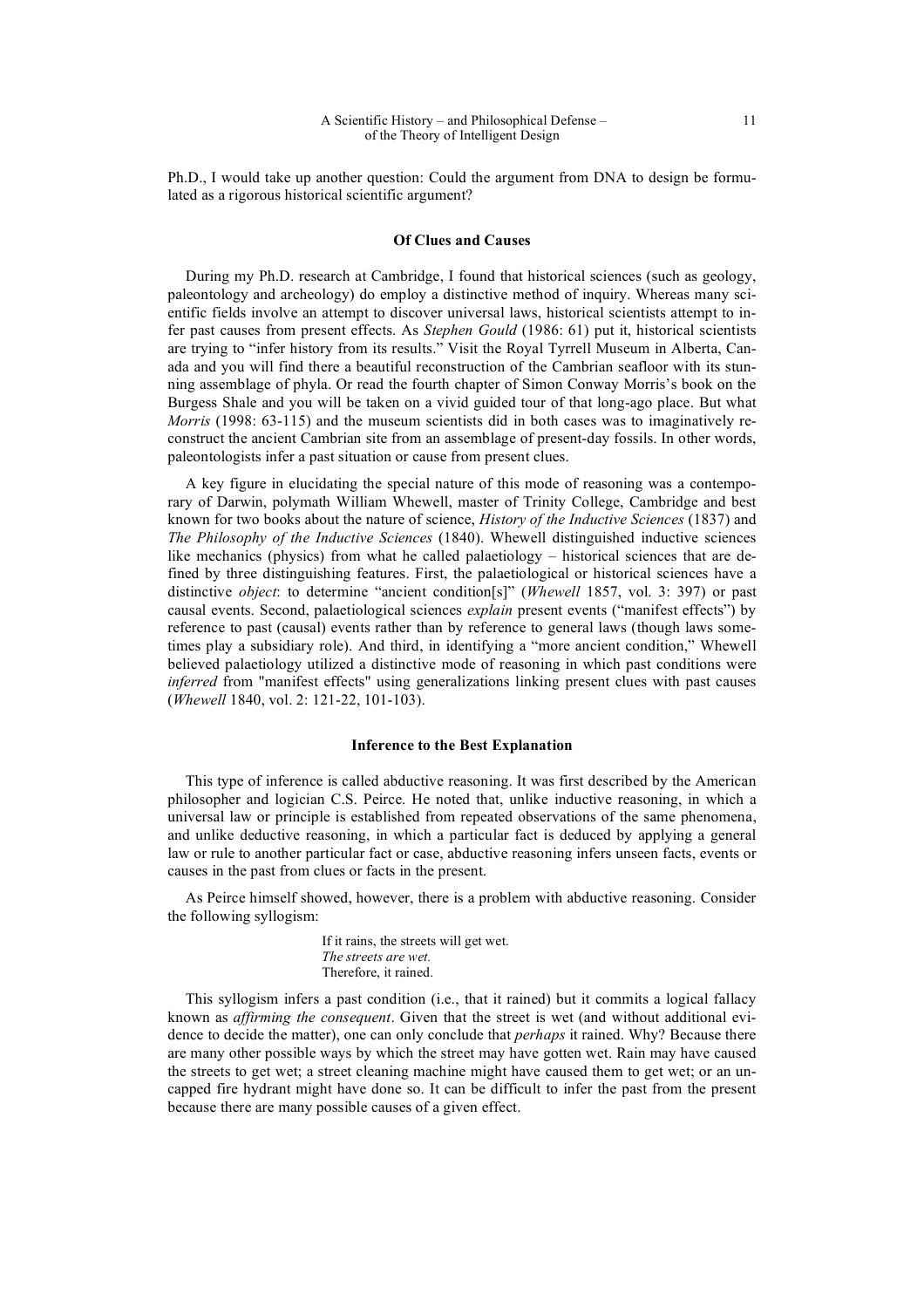Ph.D., I would take up another question: Could the argument from DNA to design be formulated as a rigorous historical scientific argument?

## Of Clues and Causes

During my Ph.D. research at Cambridge, I found that historical sciences (such as geology, paleontology and archeology) do employ a distinctive method of inquiry. Whereas many scientific fields involve an attempt to discover universal laws, historical scientists attempt to infer past causes from present effects. As *Stephen Gould* (1986: 61) put it, historical scientists are trying to "infer history from its results." Visit the Royal Tyrrell Museum in Alberta, Canada and you will find there a beautiful reconstruction of the Cambrian seafloor with its stunning assemblage of phyla. Or read the fourth chapter of Simon Conway Morris's book on the Burgess Shale and you will be taken on a vivid guided tour of that long-ago place. But what *Morris* (1998: 63-115) and the museum scientists did in both cases was to imaginatively reconstruct the ancient Cambrian site from an assemblage of present-day fossils. In other words, paleontologists infer a past situation or cause from present clues.

A key figure in elucidating the special nature of this mode of reasoning was a contemporary of Darwin, polymath William Whewell, master of Trinity College, Cambridge and best known for two books about the nature of science, *History of the Inductive Sciences* (1837) and *The Philosophy of the Inductive Sciences* (1840). Whewell distinguished inductive sciences like mechanics (physics) from what he called palaetiology – historical sciences that are defined by three distinguishing features. First, the palaetiological or historical sciences have a distinctive *object*: to determine "ancient condition[s]" (*Whewell* 1857, vol. 3: 397) or past causal events. Second, palaetiological sciences *explain* present events ("manifest effects") by reference to past (causal) events rather than by reference to general laws (though laws sometimes play a subsidiary role). And third, in identifying a "more ancient condition," Whewell believed palaetiology utilized a distinctive mode of reasoning in which past conditions were *inferred* from "manifest effects" using generalizations linking present clues with past causes (*Whewell* 1840, vol. 2: 121-22, 101-103).

## Inference to the Best Explanation

This type of inference is called abductive reasoning. It was first described by the American philosopher and logician C.S. Peirce. He noted that, unlike inductive reasoning, in which a universal law or principle is established from repeated observations of the same phenomena, and unlike deductive reasoning, in which a particular fact is deduced by applying a general law or rule to another particular fact or case, abductive reasoning infers unseen facts, events or causes in the past from clues or facts in the present.

As Peirce himself showed, however, there is a problem with abductive reasoning. Consider the following syllogism:

> If it rains, the streets will get wet.
> *The streets are wet.*
> Therefore, it rained.

This syllogism infers a past condition (i.e., that it rained) but it commits a logical fallacy known as *affirming the consequent*. Given that the street is wet (and without additional evidence to decide the matter), one can only conclude that *perhaps* it rained. Why? Because there are many other possible ways by which the street may have gotten wet. Rain may have caused the streets to get wet; a street cleaning machine might have caused them to get wet; or an uncapped fire hydrant might have done so. It can be difficult to infer the past from the present because there are many possible causes of a given effect.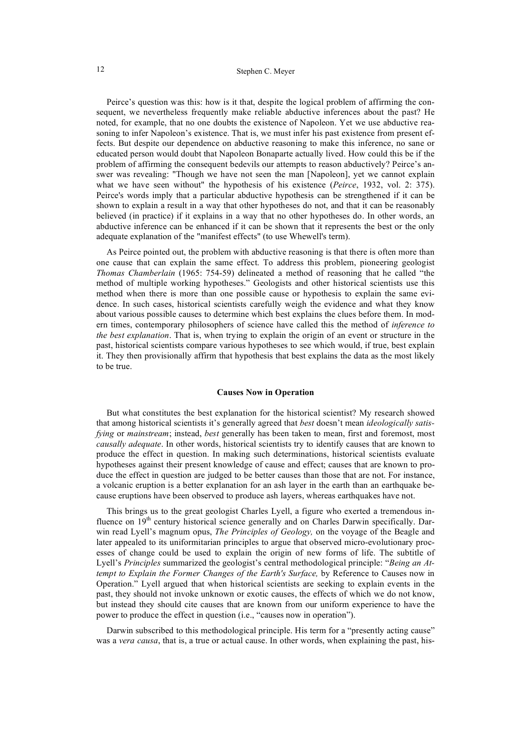Peirce's question was this: how is it that, despite the logical problem of affirming the consequent, we nevertheless frequently make reliable abductive inferences about the past? He noted, for example, that no one doubts the existence of Napoleon. Yet we use abductive reasoning to infer Napoleon's existence. That is, we must infer his past existence from present effects. But despite our dependence on abductive reasoning to make this inference, no sane or educated person would doubt that Napoleon Bonaparte actually lived. How could this be if the problem of affirming the consequent bedevils our attempts to reason abductively? Peirce's answer was revealing: "Though we have not seen the man [Napoleon], yet we cannot explain what we have seen without" the hypothesis of his existence (*Peirce*, 1932, vol. 2: 375). Peirce's words imply that a particular abductive hypothesis can be strengthened if it can be shown to explain a result in a way that other hypotheses do not, and that it can be reasonably believed (in practice) if it explains in a way that no other hypotheses do. In other words, an abductive inference can be enhanced if it can be shown that it represents the best or the only adequate explanation of the "manifest effects" (to use Whewell's term).

As Peirce pointed out, the problem with abductive reasoning is that there is often more than one cause that can explain the same effect. To address this problem, pioneering geologist *Thomas Chamberlain* (1965: 754-59) delineated a method of reasoning that he called "the method of multiple working hypotheses." Geologists and other historical scientists use this method when there is more than one possible cause or hypothesis to explain the same evidence. In such cases, historical scientists carefully weigh the evidence and what they know about various possible causes to determine which best explains the clues before them. In modern times, contemporary philosophers of science have called this the method of *inference to the best explanation*. That is, when trying to explain the origin of an event or structure in the past, historical scientists compare various hypotheses to see which would, if true, best explain it. They then provisionally affirm that hypothesis that best explains the data as the most likely to be true.

### Causes Now in Operation

But what constitutes the best explanation for the historical scientist? My research showed that among historical scientists it's generally agreed that *best* doesn't mean *ideologically satisfying* or *mainstream*; instead, *best* generally has been taken to mean, first and foremost, most *causally adequate*. In other words, historical scientists try to identify causes that are known to produce the effect in question. In making such determinations, historical scientists evaluate hypotheses against their present knowledge of cause and effect; causes that are known to produce the effect in question are judged to be better causes than those that are not. For instance, a volcanic eruption is a better explanation for an ash layer in the earth than an earthquake because eruptions have been observed to produce ash layers, whereas earthquakes have not.

This brings us to the great geologist Charles Lyell, a figure who exerted a tremendous influence on 19th century historical science generally and on Charles Darwin specifically. Darwin read Lyell's magnum opus, *The Principles of Geology,* on the voyage of the Beagle and later appealed to its uniformitarian principles to argue that observed micro-evolutionary processes of change could be used to explain the origin of new forms of life. The subtitle of Lyell's *Principles* summarized the geologist's central methodological principle: "*Being an Attempt to Explain the Former Changes of the Earth's Surface,* by Reference to Causes now in Operation." Lyell argued that when historical scientists are seeking to explain events in the past, they should not invoke unknown or exotic causes, the effects of which we do not know, but instead they should cite causes that are known from our uniform experience to have the power to produce the effect in question (i.e., "causes now in operation").

Darwin subscribed to this methodological principle. His term for a "presently acting cause" was a *vera causa*, that is, a true or actual cause. In other words, when explaining the past, his-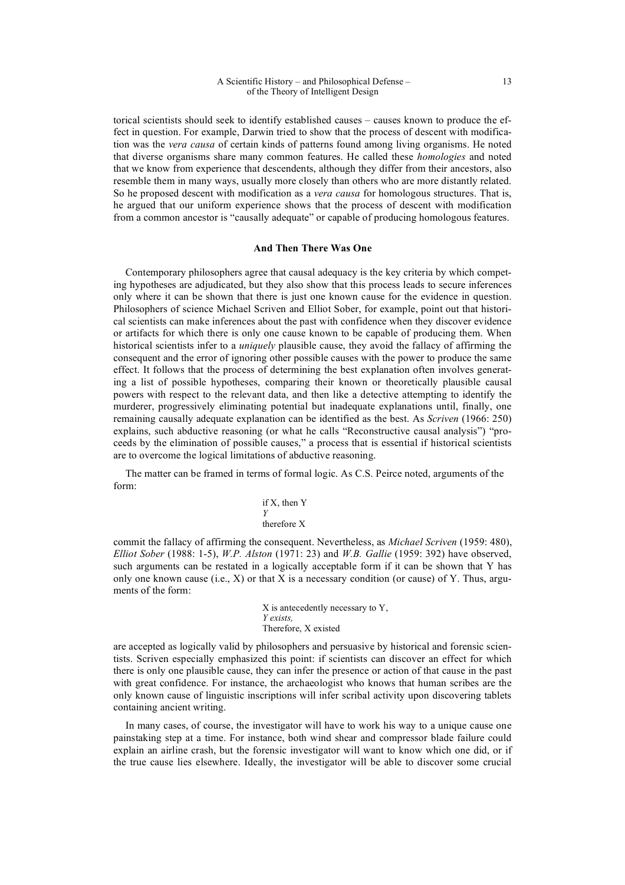torical scientists should seek to identify established causes – causes known to produce the effect in question. For example, Darwin tried to show that the process of descent with modification was the *vera causa* of certain kinds of patterns found among living organisms. He noted that diverse organisms share many common features. He called these *homologies* and noted that we know from experience that descendents, although they differ from their ancestors, also resemble them in many ways, usually more closely than others who are more distantly related. So he proposed descent with modification as a *vera causa* for homologous structures. That is, he argued that our uniform experience shows that the process of descent with modification from a common ancestor is "causally adequate" or capable of producing homologous features.

## And Then There Was One

Contemporary philosophers agree that causal adequacy is the key criteria by which competing hypotheses are adjudicated, but they also show that this process leads to secure inferences only where it can be shown that there is just one known cause for the evidence in question. Philosophers of science Michael Scriven and Elliot Sober, for example, point out that historical scientists can make inferences about the past with confidence when they discover evidence or artifacts for which there is only one cause known to be capable of producing them. When historical scientists infer to a *uniquely* plausible cause, they avoid the fallacy of affirming the consequent and the error of ignoring other possible causes with the power to produce the same effect. It follows that the process of determining the best explanation often involves generating a list of possible hypotheses, comparing their known or theoretically plausible causal powers with respect to the relevant data, and then like a detective attempting to identify the murderer, progressively eliminating potential but inadequate explanations until, finally, one remaining causally adequate explanation can be identified as the best. As *Scriven* (1966: 250) explains, such abductive reasoning (or what he calls "Reconstructive causal analysis") "proceeds by the elimination of possible causes," a process that is essential if historical scientists are to overcome the logical limitations of abductive reasoning.

The matter can be framed in terms of formal logic. As C.S. Peirce noted, arguments of the form:

> if X, then Y
> *Y*
> therefore X

commit the fallacy of affirming the consequent. Nevertheless, as *Michael Scriven* (1959: 480), *Elliot Sober* (1988: 1-5), *W.P. Alston* (1971: 23) and *W.B. Gallie* (1959: 392) have observed, such arguments can be restated in a logically acceptable form if it can be shown that Y has only one known cause (i.e., X) or that X is a necessary condition (or cause) of Y. Thus, arguments of the form:

> X is antecedently necessary to Y,
> *Y exists,*
> Therefore, X existed

are accepted as logically valid by philosophers and persuasive by historical and forensic scientists. Scriven especially emphasized this point: if scientists can discover an effect for which there is only one plausible cause, they can infer the presence or action of that cause in the past with great confidence. For instance, the archaeologist who knows that human scribes are the only known cause of linguistic inscriptions will infer scribal activity upon discovering tablets containing ancient writing.

In many cases, of course, the investigator will have to work his way to a unique cause one painstaking step at a time. For instance, both wind shear and compressor blade failure could explain an airline crash, but the forensic investigator will want to know which one did, or if the true cause lies elsewhere. Ideally, the investigator will be able to discover some crucial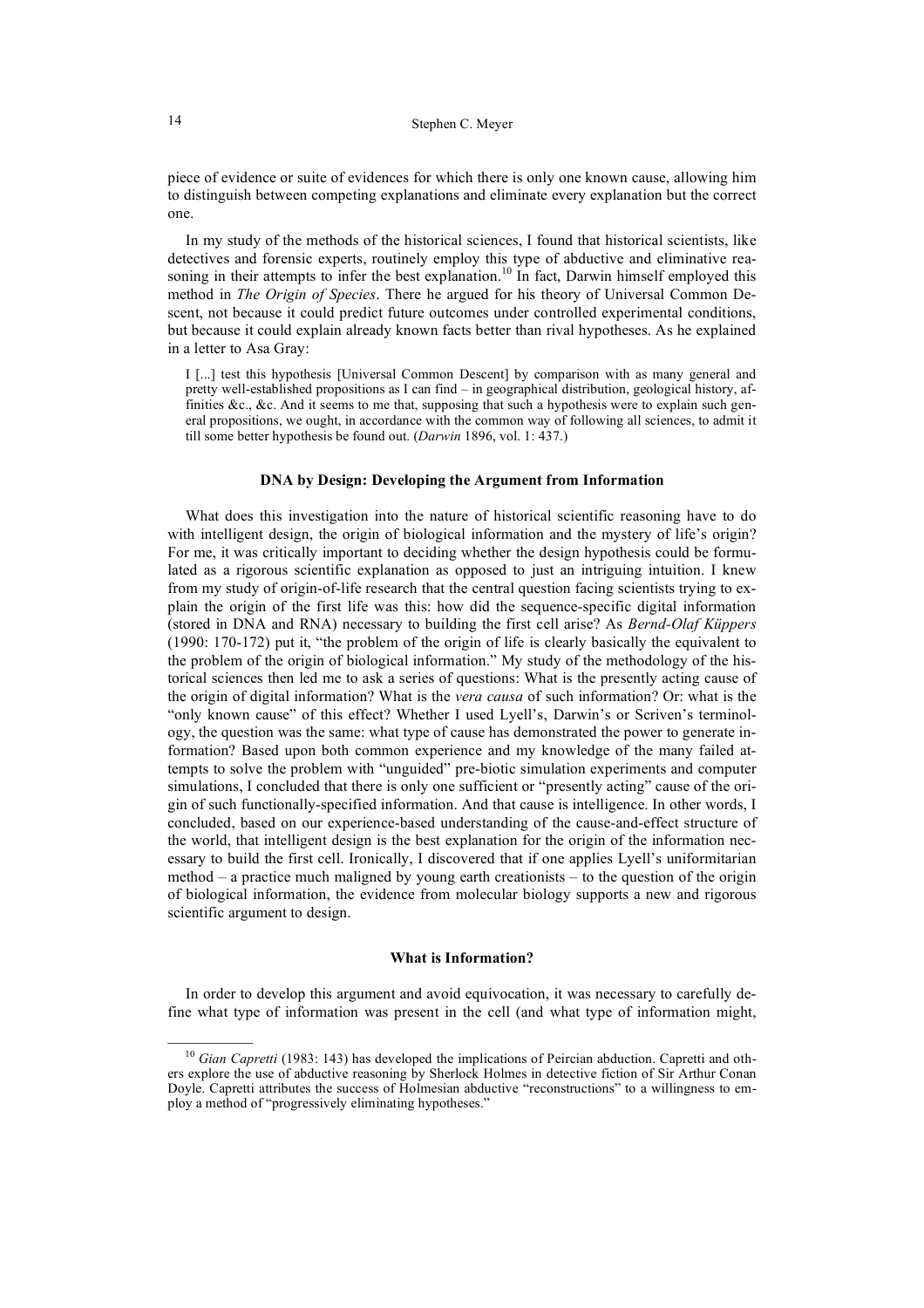piece of evidence or suite of evidences for which there is only one known cause, allowing him to distinguish between competing explanations and eliminate every explanation but the correct one.

In my study of the methods of the historical sciences, I found that historical scientists, like detectives and forensic experts, routinely employ this type of abductive and eliminative reasoning in their attempts to infer the best explanation.[10] In fact, Darwin himself employed this method in *The Origin of Species*. There he argued for his theory of Universal Common Descent, not because it could predict future outcomes under controlled experimental conditions, but because it could explain already known facts better than rival hypotheses. As he explained in a letter to Asa Gray:

> I [...] test this hypothesis [Universal Common Descent] by comparison with as many general and pretty well-established propositions as I can find – in geographical distribution, geological history, affinities &c., &c. And it seems to me that, supposing that such a hypothesis were to explain such general propositions, we ought, in accordance with the common way of following all sciences, to admit it till some better hypothesis be found out. (*Darwin* 1896, vol. 1: 437.)

## DNA by Design: Developing the Argument from Information

What does this investigation into the nature of historical scientific reasoning have to do with intelligent design, the origin of biological information and the mystery of life's origin? For me, it was critically important to deciding whether the design hypothesis could be formulated as a rigorous scientific explanation as opposed to just an intriguing intuition. I knew from my study of origin-of-life research that the central question facing scientists trying to explain the origin of the first life was this: how did the sequence-specific digital information (stored in DNA and RNA) necessary to building the first cell arise? As *Bernd-Olaf Küppers* (1990: 170-172) put it, "the problem of the origin of life is clearly basically the equivalent to the problem of the origin of biological information." My study of the methodology of the historical sciences then led me to ask a series of questions: What is the presently acting cause of the origin of digital information? What is the *vera causa* of such information? Or: what is the "only known cause" of this effect? Whether I used Lyell's, Darwin's or Scriven's terminology, the question was the same: what type of cause has demonstrated the power to generate information? Based upon both common experience and my knowledge of the many failed attempts to solve the problem with "unguided" pre-biotic simulation experiments and computer simulations, I concluded that there is only one sufficient or "presently acting" cause of the origin of such functionally-specified information. And that cause is intelligence. In other words, I concluded, based on our experience-based understanding of the cause-and-effect structure of the world, that intelligent design is the best explanation for the origin of the information necessary to build the first cell. Ironically, I discovered that if one applies Lyell's uniformitarian method – a practice much maligned by young earth creationists – to the question of the origin of biological information, the evidence from molecular biology supports a new and rigorous scientific argument to design.

## What is Information?

In order to develop this argument and avoid equivocation, it was necessary to carefully define what type of information was present in the cell (and what type of information might,

---

[10] *Gian Capretti* (1983: 143) has developed the implications of Peircian abduction. Capretti and others explore the use of abductive reasoning by Sherlock Holmes in detective fiction of Sir Arthur Conan Doyle. Capretti attributes the success of Holmesian abductive "reconstructions" to a willingness to employ a method of "progressively eliminating hypotheses."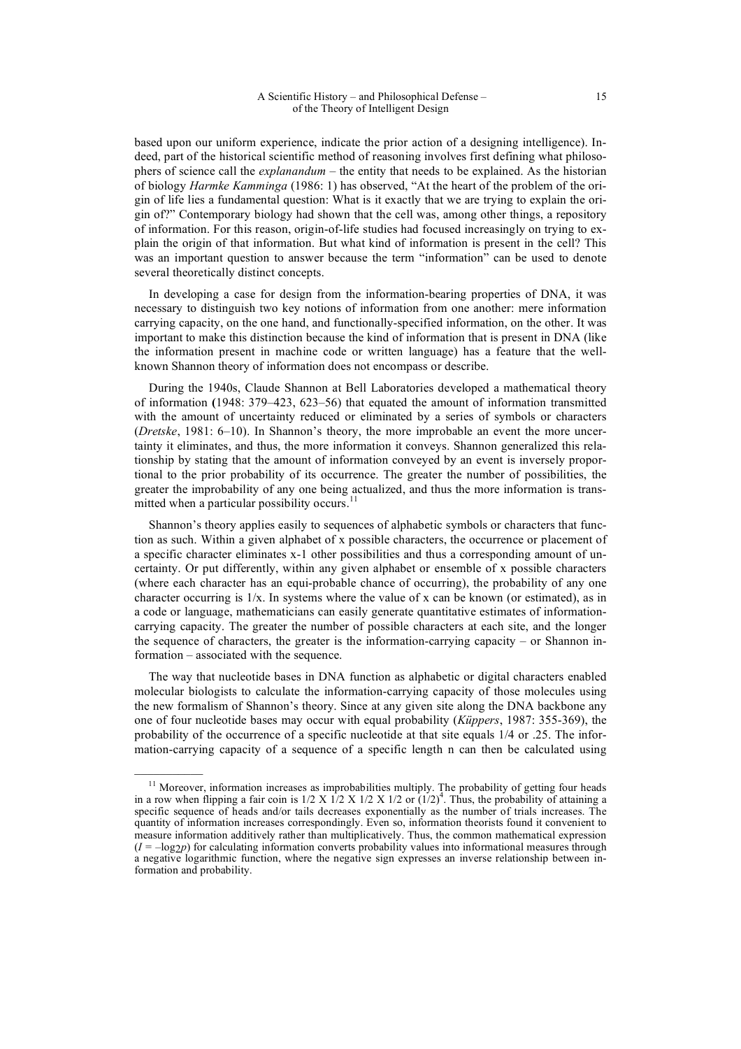based upon our uniform experience, indicate the prior action of a designing intelligence). Indeed, part of the historical scientific method of reasoning involves first defining what philosophers of science call the *explanandum* – the entity that needs to be explained. As the historian of biology *Harmke Kamminga* (1986: 1) has observed, "At the heart of the problem of the origin of life lies a fundamental question: What is it exactly that we are trying to explain the origin of?" Contemporary biology had shown that the cell was, among other things, a repository of information. For this reason, origin-of-life studies had focused increasingly on trying to explain the origin of that information. But what kind of information is present in the cell? This was an important question to answer because the term "information" can be used to denote several theoretically distinct concepts.

In developing a case for design from the information-bearing properties of DNA, it was necessary to distinguish two key notions of information from one another: mere information carrying capacity, on the one hand, and functionally-specified information, on the other. It was important to make this distinction because the kind of information that is present in DNA (like the information present in machine code or written language) has a feature that the well-known Shannon theory of information does not encompass or describe.

During the 1940s, Claude Shannon at Bell Laboratories developed a mathematical theory of information (1948: 379–423, 623–56) that equated the amount of information transmitted with the amount of uncertainty reduced or eliminated by a series of symbols or characters (*Dretske*, 1981: 6–10). In Shannon's theory, the more improbable an event the more uncertainty it eliminates, and thus, the more information it conveys. Shannon generalized this relationship by stating that the amount of information conveyed by an event is inversely proportional to the prior probability of its occurrence. The greater the number of possibilities, the greater the improbability of any one being actualized, and thus the more information is transmitted when a particular possibility occurs.[11]

Shannon's theory applies easily to sequences of alphabetic symbols or characters that function as such. Within a given alphabet of x possible characters, the occurrence or placement of a specific character eliminates x-1 other possibilities and thus a corresponding amount of uncertainty. Or put differently, within any given alphabet or ensemble of x possible characters (where each character has an equi-probable chance of occurring), the probability of any one character occurring is 1/x. In systems where the value of x can be known (or estimated), as in a code or language, mathematicians can easily generate quantitative estimates of information-carrying capacity. The greater the number of possible characters at each site, and the longer the sequence of characters, the greater is the information-carrying capacity – or Shannon information – associated with the sequence.

The way that nucleotide bases in DNA function as alphabetic or digital characters enabled molecular biologists to calculate the information-carrying capacity of those molecules using the new formalism of Shannon's theory. Since at any given site along the DNA backbone any one of four nucleotide bases may occur with equal probability (*Küppers*, 1987: 355-369), the probability of the occurrence of a specific nucleotide at that site equals 1/4 or .25. The information-carrying capacity of a sequence of a specific length n can then be calculated using

---

[11] Moreover, information increases as improbabilities multiply. The probability of getting four heads in a row when flipping a fair coin is 1/2 X 1/2 X 1/2 X 1/2 or $(1/2)^4$. Thus, the probability of attaining a specific sequence of heads and/or tails decreases exponentially as the number of trials increases. The quantity of information increases correspondingly. Even so, information theorists found it convenient to measure information additively rather than multiplicatively. Thus, the common mathematical expression ($I = -\log_2 p$) for calculating information converts probability values into informational measures through a negative logarithmic function, where the negative sign expresses an inverse relationship between information and probability.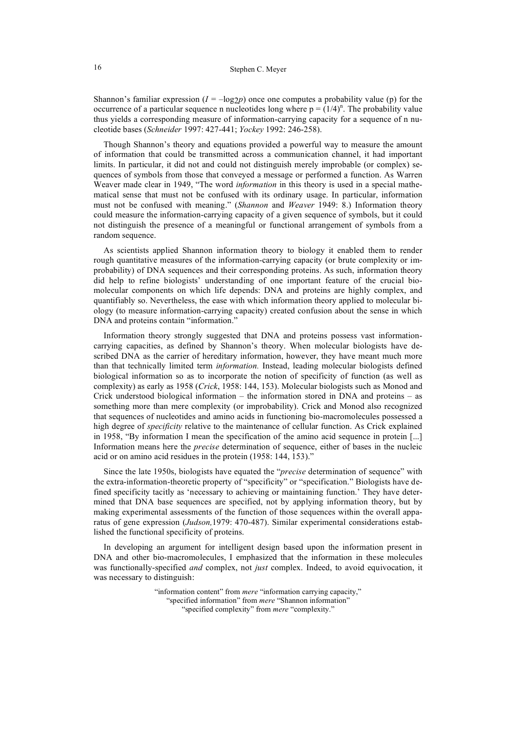Shannon's familiar expression ($I = -\log_2 p$) once one computes a probability value (p) for the occurrence of a particular sequence n nucleotides long where $p = (1/4)^n$. The probability value thus yields a corresponding measure of information-carrying capacity for a sequence of n nucleotide bases (*Schneider* 1997: 427-441; *Yockey* 1992: 246-258).

Though Shannon's theory and equations provided a powerful way to measure the amount of information that could be transmitted across a communication channel, it had important limits. In particular, it did not and could not distinguish merely improbable (or complex) sequences of symbols from those that conveyed a message or performed a function. As Warren Weaver made clear in 1949, "The word *information* in this theory is used in a special mathematical sense that must not be confused with its ordinary usage. In particular, information must not be confused with meaning." (*Shannon* and *Weaver* 1949: 8.) Information theory could measure the information-carrying capacity of a given sequence of symbols, but it could not distinguish the presence of a meaningful or functional arrangement of symbols from a random sequence.

As scientists applied Shannon information theory to biology it enabled them to render rough quantitative measures of the information-carrying capacity (or brute complexity or improbability) of DNA sequences and their corresponding proteins. As such, information theory did help to refine biologists' understanding of one important feature of the crucial biomolecular components on which life depends: DNA and proteins are highly complex, and quantifiably so. Nevertheless, the ease with which information theory applied to molecular biology (to measure information-carrying capacity) created confusion about the sense in which DNA and proteins contain "information."

Information theory strongly suggested that DNA and proteins possess vast information-carrying capacities, as defined by Shannon's theory. When molecular biologists have described DNA as the carrier of hereditary information, however, they have meant much more than that technically limited term *information.* Instead, leading molecular biologists defined biological information so as to incorporate the notion of specificity of function (as well as complexity) as early as 1958 (*Crick*, 1958: 144, 153). Molecular biologists such as Monod and Crick understood biological information – the information stored in DNA and proteins – as something more than mere complexity (or improbability). Crick and Monod also recognized that sequences of nucleotides and amino acids in functioning bio-macromolecules possessed a high degree of *specificity* relative to the maintenance of cellular function. As Crick explained in 1958, "By information I mean the specification of the amino acid sequence in protein [...] Information means here the *precise* determination of sequence, either of bases in the nucleic acid or on amino acid residues in the protein (1958: 144, 153)."

Since the late 1950s, biologists have equated the "*precise* determination of sequence" with the extra-information-theoretic property of "specificity" or "specification." Biologists have defined specificity tacitly as 'necessary to achieving or maintaining function.' They have determined that DNA base sequences are specified, not by applying information theory, but by making experimental assessments of the function of those sequences within the overall apparatus of gene expression (*Judson,*1979: 470-487). Similar experimental considerations established the functional specificity of proteins.

In developing an argument for intelligent design based upon the information present in DNA and other bio-macromolecules, I emphasized that the information in these molecules was functionally-specified *and* complex, not *just* complex. Indeed, to avoid equivocation, it was necessary to distinguish:

"information content" from *mere* "information carrying capacity,"
"specified information" from *mere* "Shannon information"
"specified complexity" from *mere* "complexity."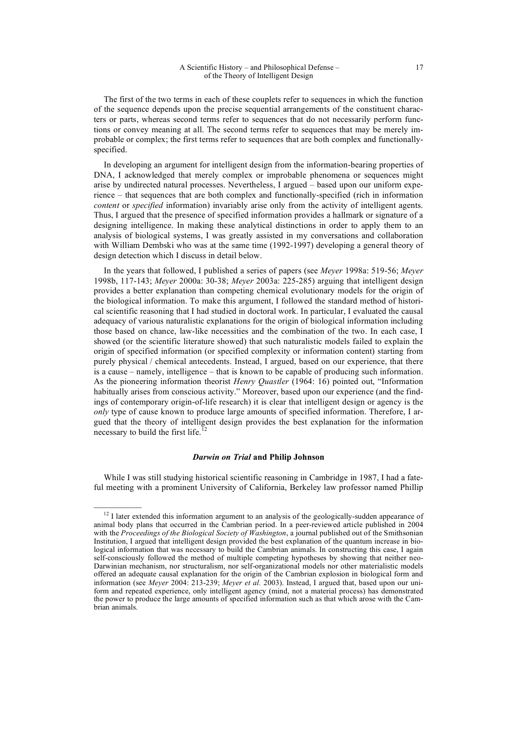The first of the two terms in each of these couplets refer to sequences in which the function of the sequence depends upon the precise sequential arrangements of the constituent characters or parts, whereas second terms refer to sequences that do not necessarily perform functions or convey meaning at all. The second terms refer to sequences that may be merely improbable or complex; the first terms refer to sequences that are both complex and functionally-specified.

In developing an argument for intelligent design from the information-bearing properties of DNA, I acknowledged that merely complex or improbable phenomena or sequences might arise by undirected natural processes. Nevertheless, I argued – based upon our uniform experience – that sequences that are both complex and functionally-specified (rich in information *content* or *specified* information) invariably arise only from the activity of intelligent agents. Thus, I argued that the presence of specified information provides a hallmark or signature of a designing intelligence. In making these analytical distinctions in order to apply them to an analysis of biological systems, I was greatly assisted in my conversations and collaboration with William Dembski who was at the same time (1992-1997) developing a general theory of design detection which I discuss in detail below.

In the years that followed, I published a series of papers (see *Meyer* 1998a: 519-56; *Meyer* 1998b, 117-143; *Meyer* 2000a: 30-38; *Meyer* 2003a: 225-285) arguing that intelligent design provides a better explanation than competing chemical evolutionary models for the origin of the biological information. To make this argument, I followed the standard method of historical scientific reasoning that I had studied in doctoral work. In particular, I evaluated the causal adequacy of various naturalistic explanations for the origin of biological information including those based on chance, law-like necessities and the combination of the two. In each case, I showed (or the scientific literature showed) that such naturalistic models failed to explain the origin of specified information (or specified complexity or information content) starting from purely physical / chemical antecedents. Instead, I argued, based on our experience, that there is a cause – namely, intelligence – that is known to be capable of producing such information. As the pioneering information theorist *Henry Quastler* (1964: 16) pointed out, "Information habitually arises from conscious activity." Moreover, based upon our experience (and the findings of contemporary origin-of-life research) it is clear that intelligent design or agency is the *only* type of cause known to produce large amounts of specified information. Therefore, I argued that the theory of intelligent design provides the best explanation for the information necessary to build the first life.[12]

### *Darwin on Trial* and Philip Johnson

While I was still studying historical scientific reasoning in Cambridge in 1987, I had a fateful meeting with a prominent University of California, Berkeley law professor named Phillip

---

[12] I later extended this information argument to an analysis of the geologically-sudden appearance of animal body plans that occurred in the Cambrian period. In a peer-reviewed article published in 2004 with the *Proceedings of the Biological Society of Washington*, a journal published out of the Smithsonian Institution, I argued that intelligent design provided the best explanation of the quantum increase in biological information that was necessary to build the Cambrian animals. In constructing this case, I again self-consciously followed the method of multiple competing hypotheses by showing that neither neo-Darwinian mechanism, nor structuralism, nor self-organizational models nor other materialistic models offered an adequate causal explanation for the origin of the Cambrian explosion in biological form and information (see *Meyer* 2004: 213-239; *Meyer et al.* 2003). Instead, I argued that, based upon our uniform and repeated experience, only intelligent agency (mind, not a material process) has demonstrated the power to produce the large amounts of specified information such as that which arose with the Cambrian animals.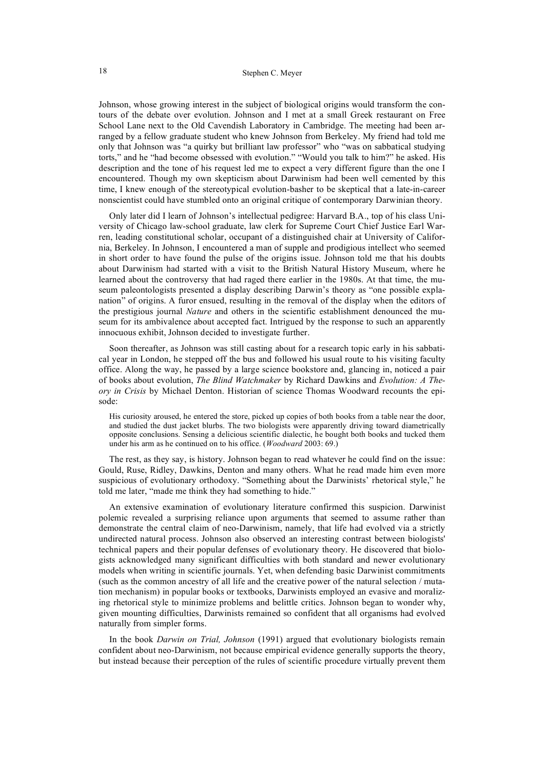Johnson, whose growing interest in the subject of biological origins would transform the contours of the debate over evolution. Johnson and I met at a small Greek restaurant on Free School Lane next to the Old Cavendish Laboratory in Cambridge. The meeting had been arranged by a fellow graduate student who knew Johnson from Berkeley. My friend had told me only that Johnson was "a quirky but brilliant law professor" who "was on sabbatical studying torts," and he "had become obsessed with evolution." "Would you talk to him?" he asked. His description and the tone of his request led me to expect a very different figure than the one I encountered. Though my own skepticism about Darwinism had been well cemented by this time, I knew enough of the stereotypical evolution-basher to be skeptical that a late-in-career nonscientist could have stumbled onto an original critique of contemporary Darwinian theory.

Only later did I learn of Johnson's intellectual pedigree: Harvard B.A., top of his class University of Chicago law-school graduate, law clerk for Supreme Court Chief Justice Earl Warren, leading constitutional scholar, occupant of a distinguished chair at University of California, Berkeley. In Johnson, I encountered a man of supple and prodigious intellect who seemed in short order to have found the pulse of the origins issue. Johnson told me that his doubts about Darwinism had started with a visit to the British Natural History Museum, where he learned about the controversy that had raged there earlier in the 1980s. At that time, the museum paleontologists presented a display describing Darwin's theory as "one possible explanation" of origins. A furor ensued, resulting in the removal of the display when the editors of the prestigious journal *Nature* and others in the scientific establishment denounced the museum for its ambivalence about accepted fact. Intrigued by the response to such an apparently innocuous exhibit, Johnson decided to investigate further.

Soon thereafter, as Johnson was still casting about for a research topic early in his sabbatical year in London, he stepped off the bus and followed his usual route to his visiting faculty office. Along the way, he passed by a large science bookstore and, glancing in, noticed a pair of books about evolution, *The Blind Watchmaker* by Richard Dawkins and *Evolution: A Theory in Crisis* by Michael Denton. Historian of science Thomas Woodward recounts the episode:

> His curiosity aroused, he entered the store, picked up copies of both books from a table near the door, and studied the dust jacket blurbs. The two biologists were apparently driving toward diametrically opposite conclusions. Sensing a delicious scientific dialectic, he bought both books and tucked them under his arm as he continued on to his office. (*Woodward* 2003: 69.)

The rest, as they say, is history. Johnson began to read whatever he could find on the issue: Gould, Ruse, Ridley, Dawkins, Denton and many others. What he read made him even more suspicious of evolutionary orthodoxy. "Something about the Darwinists' rhetorical style," he told me later, "made me think they had something to hide."

An extensive examination of evolutionary literature confirmed this suspicion. Darwinist polemic revealed a surprising reliance upon arguments that seemed to assume rather than demonstrate the central claim of neo-Darwinism, namely, that life had evolved via a strictly undirected natural process. Johnson also observed an interesting contrast between biologists' technical papers and their popular defenses of evolutionary theory. He discovered that biologists acknowledged many significant difficulties with both standard and newer evolutionary models when writing in scientific journals. Yet, when defending basic Darwinist commitments (such as the common ancestry of all life and the creative power of the natural selection / mutation mechanism) in popular books or textbooks, Darwinists employed an evasive and moralizing rhetorical style to minimize problems and belittle critics. Johnson began to wonder why, given mounting difficulties, Darwinists remained so confident that all organisms had evolved naturally from simpler forms.

In the book *Darwin on Trial, Johnson* (1991) argued that evolutionary biologists remain confident about neo-Darwinism, not because empirical evidence generally supports the theory, but instead because their perception of the rules of scientific procedure virtually prevent them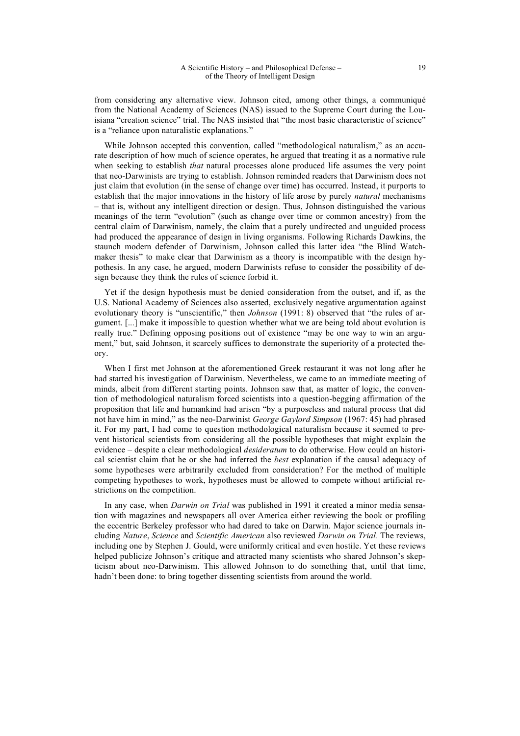from considering any alternative view. Johnson cited, among other things, a communiqué from the National Academy of Sciences (NAS) issued to the Supreme Court during the Louisiana "creation science" trial. The NAS insisted that "the most basic characteristic of science" is a "reliance upon naturalistic explanations."

While Johnson accepted this convention, called "methodological naturalism," as an accurate description of how much of science operates, he argued that treating it as a normative rule when seeking to establish *that* natural processes alone produced life assumes the very point that neo-Darwinists are trying to establish. Johnson reminded readers that Darwinism does not just claim that evolution (in the sense of change over time) has occurred. Instead, it purports to establish that the major innovations in the history of life arose by purely *natural* mechanisms – that is, without any intelligent direction or design. Thus, Johnson distinguished the various meanings of the term "evolution" (such as change over time or common ancestry) from the central claim of Darwinism, namely, the claim that a purely undirected and unguided process had produced the appearance of design in living organisms. Following Richards Dawkins, the staunch modern defender of Darwinism, Johnson called this latter idea "the Blind Watchmaker thesis" to make clear that Darwinism as a theory is incompatible with the design hypothesis. In any case, he argued, modern Darwinists refuse to consider the possibility of design because they think the rules of science forbid it.

Yet if the design hypothesis must be denied consideration from the outset, and if, as the U.S. National Academy of Sciences also asserted, exclusively negative argumentation against evolutionary theory is "unscientific," then *Johnson* (1991: 8) observed that "the rules of argument. [...] make it impossible to question whether what we are being told about evolution is really true." Defining opposing positions out of existence "may be one way to win an argument," but, said Johnson, it scarcely suffices to demonstrate the superiority of a protected theory.

When I first met Johnson at the aforementioned Greek restaurant it was not long after he had started his investigation of Darwinism. Nevertheless, we came to an immediate meeting of minds, albeit from different starting points. Johnson saw that, as matter of logic, the convention of methodological naturalism forced scientists into a question-begging affirmation of the proposition that life and humankind had arisen "by a purposeless and natural process that did not have him in mind," as the neo-Darwinist *George Gaylord Simpson* (1967: 45) had phrased it. For my part, I had come to question methodological naturalism because it seemed to prevent historical scientists from considering all the possible hypotheses that might explain the evidence – despite a clear methodological *desideratum* to do otherwise. How could an historical scientist claim that he or she had inferred the *best* explanation if the causal adequacy of some hypotheses were arbitrarily excluded from consideration? For the method of multiple competing hypotheses to work, hypotheses must be allowed to compete without artificial restrictions on the competition.

In any case, when *Darwin on Trial* was published in 1991 it created a minor media sensation with magazines and newspapers all over America either reviewing the book or profiling the eccentric Berkeley professor who had dared to take on Darwin. Major science journals including *Nature*, *Science* and *Scientific American* also reviewed *Darwin on Trial.* The reviews, including one by Stephen J. Gould, were uniformly critical and even hostile. Yet these reviews helped publicize Johnson's critique and attracted many scientists who shared Johnson's skepticism about neo-Darwinism. This allowed Johnson to do something that, until that time, hadn't been done: to bring together dissenting scientists from around the world.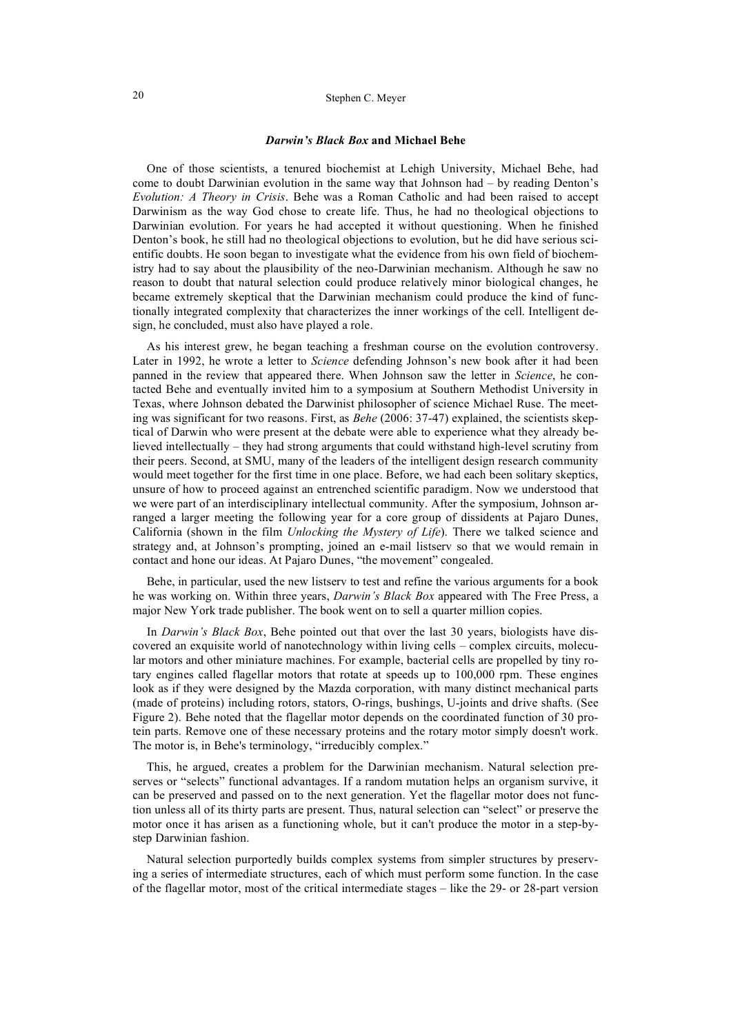### *Darwin's Black Box* and Michael Behe

One of those scientists, a tenured biochemist at Lehigh University, Michael Behe, had come to doubt Darwinian evolution in the same way that Johnson had – by reading Denton's *Evolution: A Theory in Crisis*. Behe was a Roman Catholic and had been raised to accept Darwinism as the way God chose to create life. Thus, he had no theological objections to Darwinian evolution. For years he had accepted it without questioning. When he finished Denton's book, he still had no theological objections to evolution, but he did have serious scientific doubts. He soon began to investigate what the evidence from his own field of biochemistry had to say about the plausibility of the neo-Darwinian mechanism. Although he saw no reason to doubt that natural selection could produce relatively minor biological changes, he became extremely skeptical that the Darwinian mechanism could produce the kind of functionally integrated complexity that characterizes the inner workings of the cell. Intelligent design, he concluded, must also have played a role.

As his interest grew, he began teaching a freshman course on the evolution controversy. Later in 1992, he wrote a letter to *Science* defending Johnson's new book after it had been panned in the review that appeared there. When Johnson saw the letter in *Science*, he contacted Behe and eventually invited him to a symposium at Southern Methodist University in Texas, where Johnson debated the Darwinist philosopher of science Michael Ruse. The meeting was significant for two reasons. First, as *Behe* (2006: 37-47) explained, the scientists skeptical of Darwin who were present at the debate were able to experience what they already believed intellectually – they had strong arguments that could withstand high-level scrutiny from their peers. Second, at SMU, many of the leaders of the intelligent design research community would meet together for the first time in one place. Before, we had each been solitary skeptics, unsure of how to proceed against an entrenched scientific paradigm. Now we understood that we were part of an interdisciplinary intellectual community. After the symposium, Johnson arranged a larger meeting the following year for a core group of dissidents at Pajaro Dunes, California (shown in the film *Unlocking the Mystery of Life*). There we talked science and strategy and, at Johnson's prompting, joined an e-mail listserv so that we would remain in contact and hone our ideas. At Pajaro Dunes, "the movement" congealed.

Behe, in particular, used the new listserv to test and refine the various arguments for a book he was working on. Within three years, *Darwin's Black Box* appeared with The Free Press, a major New York trade publisher. The book went on to sell a quarter million copies.

In *Darwin's Black Box*, Behe pointed out that over the last 30 years, biologists have discovered an exquisite world of nanotechnology within living cells – complex circuits, molecular motors and other miniature machines. For example, bacterial cells are propelled by tiny rotary engines called flagellar motors that rotate at speeds up to 100,000 rpm. These engines look as if they were designed by the Mazda corporation, with many distinct mechanical parts (made of proteins) including rotors, stators, O-rings, bushings, U-joints and drive shafts. (See Figure 2). Behe noted that the flagellar motor depends on the coordinated function of 30 protein parts. Remove one of these necessary proteins and the rotary motor simply doesn't work. The motor is, in Behe's terminology, "irreducibly complex."

This, he argued, creates a problem for the Darwinian mechanism. Natural selection preserves or "selects" functional advantages. If a random mutation helps an organism survive, it can be preserved and passed on to the next generation. Yet the flagellar motor does not function unless all of its thirty parts are present. Thus, natural selection can "select" or preserve the motor once it has arisen as a functioning whole, but it can't produce the motor in a step-by-step Darwinian fashion.

Natural selection purportedly builds complex systems from simpler structures by preserving a series of intermediate structures, each of which must perform some function. In the case of the flagellar motor, most of the critical intermediate stages – like the 29- or 28-part version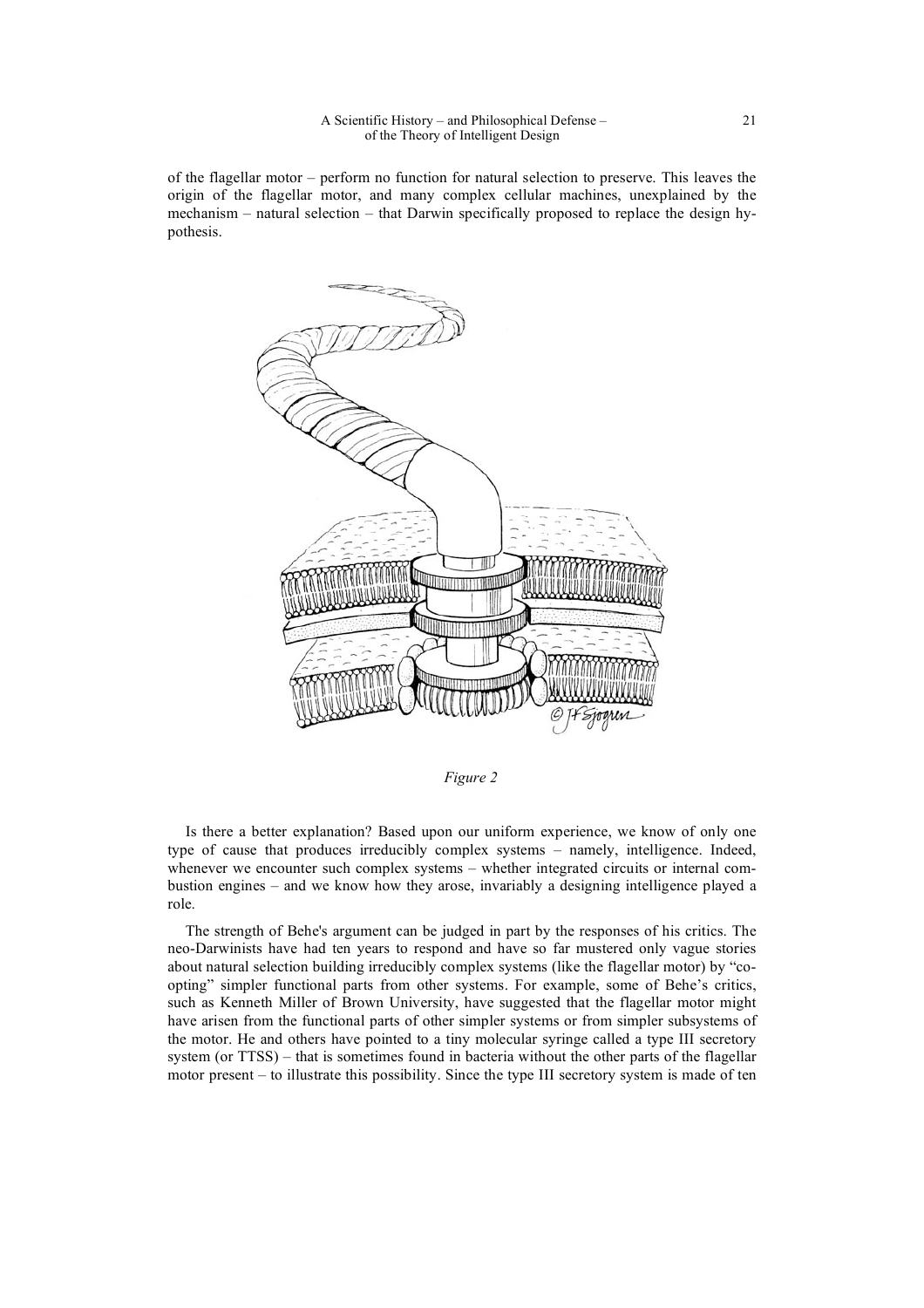of the flagellar motor – perform no function for natural selection to preserve. This leaves the origin of the flagellar motor, and many complex cellular machines, unexplained by the mechanism – natural selection – that Darwin specifically proposed to replace the design hypothesis.

*Figure 2*

Is there a better explanation? Based upon our uniform experience, we know of only one type of cause that produces irreducibly complex systems – namely, intelligence. Indeed, whenever we encounter such complex systems – whether integrated circuits or internal combustion engines – and we know how they arose, invariably a designing intelligence played a role.

The strength of Behe's argument can be judged in part by the responses of his critics. The neo-Darwinists have had ten years to respond and have so far mustered only vague stories about natural selection building irreducibly complex systems (like the flagellar motor) by "co-opting" simpler functional parts from other systems. For example, some of Behe's critics, such as Kenneth Miller of Brown University, have suggested that the flagellar motor might have arisen from the functional parts of other simpler systems or from simpler subsystems of the motor. He and others have pointed to a tiny molecular syringe called a type III secretory system (or TTSS) – that is sometimes found in bacteria without the other parts of the flagellar motor present – to illustrate this possibility. Since the type III secretory system is made of ten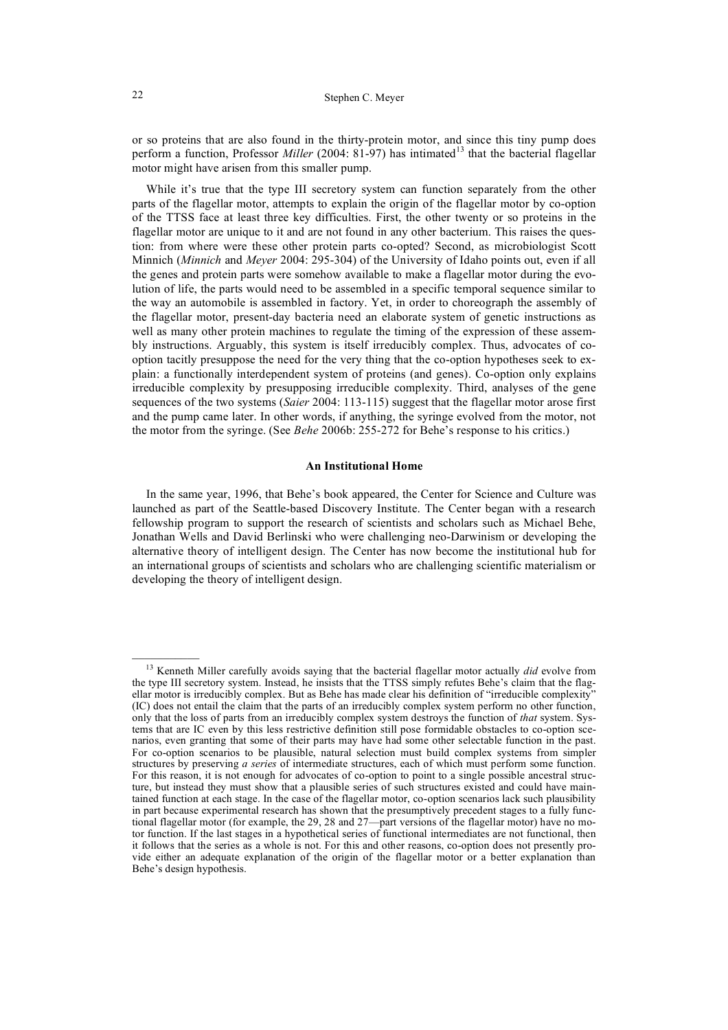or so proteins that are also found in the thirty-protein motor, and since this tiny pump does perform a function, Professor *Miller* (2004: 81-97) has intimated[13] that the bacterial flagellar motor might have arisen from this smaller pump.

While it's true that the type III secretory system can function separately from the other parts of the flagellar motor, attempts to explain the origin of the flagellar motor by co-option of the TTSS face at least three key difficulties. First, the other twenty or so proteins in the flagellar motor are unique to it and are not found in any other bacterium. This raises the question: from where were these other protein parts co-opted? Second, as microbiologist Scott Minnich (*Minnich* and *Meyer* 2004: 295-304) of the University of Idaho points out, even if all the genes and protein parts were somehow available to make a flagellar motor during the evolution of life, the parts would need to be assembled in a specific temporal sequence similar to the way an automobile is assembled in factory. Yet, in order to choreograph the assembly of the flagellar motor, present-day bacteria need an elaborate system of genetic instructions as well as many other protein machines to regulate the timing of the expression of these assembly instructions. Arguably, this system is itself irreducibly complex. Thus, advocates of co-option tacitly presuppose the need for the very thing that the co-option hypotheses seek to explain: a functionally interdependent system of proteins (and genes). Co-option only explains irreducible complexity by presupposing irreducible complexity. Third, analyses of the gene sequences of the two systems (*Saier* 2004: 113-115) suggest that the flagellar motor arose first and the pump came later. In other words, if anything, the syringe evolved from the motor, not the motor from the syringe. (See *Behe* 2006b: 255-272 for Behe's response to his critics.)

## An Institutional Home

In the same year, 1996, that Behe's book appeared, the Center for Science and Culture was launched as part of the Seattle-based Discovery Institute. The Center began with a research fellowship program to support the research of scientists and scholars such as Michael Behe, Jonathan Wells and David Berlinski who were challenging neo-Darwinism or developing the alternative theory of intelligent design. The Center has now become the institutional hub for an international groups of scientists and scholars who are challenging scientific materialism or developing the theory of intelligent design.

---

[13] Kenneth Miller carefully avoids saying that the bacterial flagellar motor actually *did* evolve from the type III secretory system. Instead, he insists that the TTSS simply refutes Behe's claim that the flagellar motor is irreducibly complex. But as Behe has made clear his definition of "irreducible complexity" (IC) does not entail the claim that the parts of an irreducibly complex system perform no other function, only that the loss of parts from an irreducibly complex system destroys the function of *that* system. Systems that are IC even by this less restrictive definition still pose formidable obstacles to co-option scenarios, even granting that some of their parts may have had some other selectable function in the past. For co-option scenarios to be plausible, natural selection must build complex systems from simpler structures by preserving *a series* of intermediate structures, each of which must perform some function. For this reason, it is not enough for advocates of co-option to point to a single possible ancestral structure, but instead they must show that a plausible series of such structures existed and could have maintained function at each stage. In the case of the flagellar motor, co-option scenarios lack such plausibility in part because experimental research has shown that the presumptively precedent stages to a fully functional flagellar motor (for example, the 29, 28 and 27—part versions of the flagellar motor) have no motor function. If the last stages in a hypothetical series of functional intermediates are not functional, then it follows that the series as a whole is not. For this and other reasons, co-option does not presently provide either an adequate explanation of the origin of the flagellar motor or a better explanation than Behe's design hypothesis.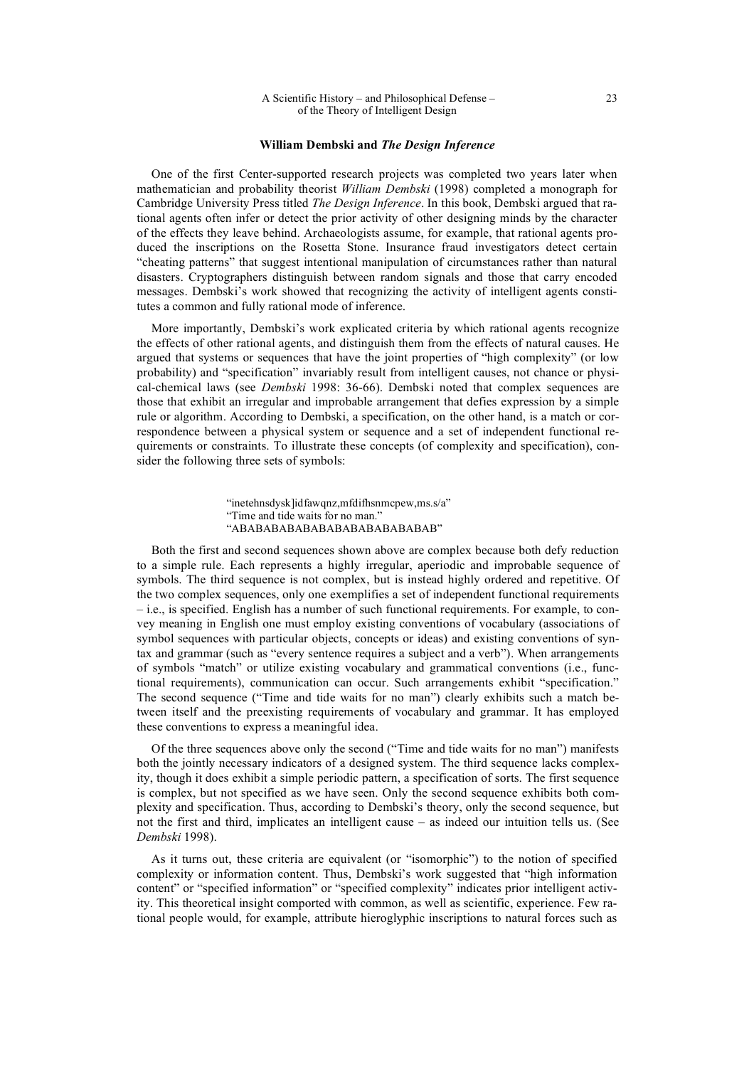### William Dembski and *The Design Inference*

One of the first Center-supported research projects was completed two years later when mathematician and probability theorist *William Dembski* (1998) completed a monograph for Cambridge University Press titled *The Design Inference*. In this book, Dembski argued that rational agents often infer or detect the prior activity of other designing minds by the character of the effects they leave behind. Archaeologists assume, for example, that rational agents produced the inscriptions on the Rosetta Stone. Insurance fraud investigators detect certain "cheating patterns" that suggest intentional manipulation of circumstances rather than natural disasters. Cryptographers distinguish between random signals and those that carry encoded messages. Dembski's work showed that recognizing the activity of intelligent agents constitutes a common and fully rational mode of inference.

More importantly, Dembski's work explicated criteria by which rational agents recognize the effects of other rational agents, and distinguish them from the effects of natural causes. He argued that systems or sequences that have the joint properties of "high complexity" (or low probability) and "specification" invariably result from intelligent causes, not chance or physical-chemical laws (see *Dembski* 1998: 36-66). Dembski noted that complex sequences are those that exhibit an irregular and improbable arrangement that defies expression by a simple rule or algorithm. According to Dembski, a specification, on the other hand, is a match or correspondence between a physical system or sequence and a set of independent functional requirements or constraints. To illustrate these concepts (of complexity and specification), consider the following three sets of symbols:

> "inetehnsdysk]idfawqnz,mfdifhsnmcpew,ms.s/a"
> "Time and tide waits for no man."
> "ABABABABABABABABABABABABAB"

Both the first and second sequences shown above are complex because both defy reduction to a simple rule. Each represents a highly irregular, aperiodic and improbable sequence of symbols. The third sequence is not complex, but is instead highly ordered and repetitive. Of the two complex sequences, only one exemplifies a set of independent functional requirements – i.e., is specified. English has a number of such functional requirements. For example, to convey meaning in English one must employ existing conventions of vocabulary (associations of symbol sequences with particular objects, concepts or ideas) and existing conventions of syntax and grammar (such as "every sentence requires a subject and a verb"). When arrangements of symbols "match" or utilize existing vocabulary and grammatical conventions (i.e., functional requirements), communication can occur. Such arrangements exhibit "specification." The second sequence ("Time and tide waits for no man") clearly exhibits such a match between itself and the preexisting requirements of vocabulary and grammar. It has employed these conventions to express a meaningful idea.

Of the three sequences above only the second ("Time and tide waits for no man") manifests both the jointly necessary indicators of a designed system. The third sequence lacks complexity, though it does exhibit a simple periodic pattern, a specification of sorts. The first sequence is complex, but not specified as we have seen. Only the second sequence exhibits both complexity and specification. Thus, according to Dembski's theory, only the second sequence, but not the first and third, implicates an intelligent cause – as indeed our intuition tells us. (See *Dembski* 1998).

As it turns out, these criteria are equivalent (or "isomorphic") to the notion of specified complexity or information content. Thus, Dembski's work suggested that "high information content" or "specified information" or "specified complexity" indicates prior intelligent activity. This theoretical insight comported with common, as well as scientific, experience. Few rational people would, for example, attribute hieroglyphic inscriptions to natural forces such as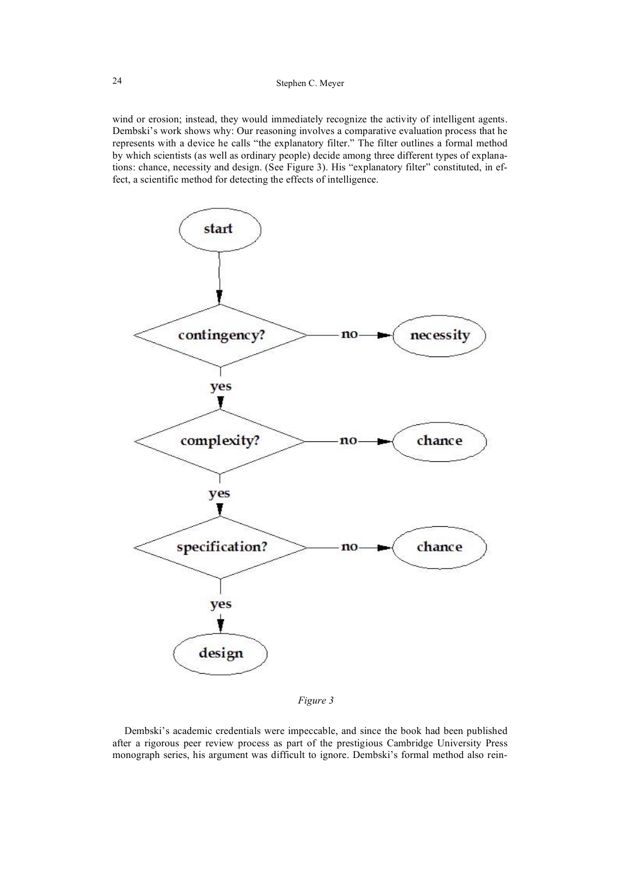wind or erosion; instead, they would immediately recognize the activity of intelligent agents. Dembski's work shows why: Our reasoning involves a comparative evaluation process that he represents with a device he calls "the explanatory filter." The filter outlines a formal method by which scientists (as well as ordinary people) decide among three different types of explanations: chance, necessity and design. (See Figure 3). His "explanatory filter" constituted, in effect, a scientific method for detecting the effects of intelligence.

*Figure 3*

Dembski's academic credentials were impeccable, and since the book had been published after a rigorous peer review process as part of the prestigious Cambridge University Press monograph series, his argument was difficult to ignore. Dembski's formal method also rein-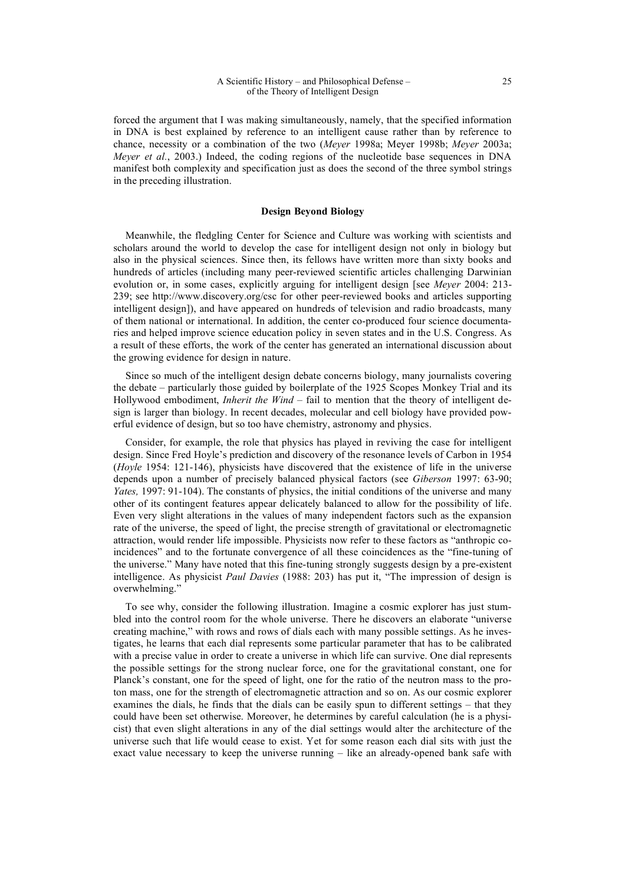forced the argument that I was making simultaneously, namely, that the specified information in DNA is best explained by reference to an intelligent cause rather than by reference to chance, necessity or a combination of the two (*Meyer* 1998a; Meyer 1998b; *Meyer* 2003a; *Meyer et al.*, 2003.) Indeed, the coding regions of the nucleotide base sequences in DNA manifest both complexity and specification just as does the second of the three symbol strings in the preceding illustration.

## Design Beyond Biology

Meanwhile, the fledgling Center for Science and Culture was working with scientists and scholars around the world to develop the case for intelligent design not only in biology but also in the physical sciences. Since then, its fellows have written more than sixty books and hundreds of articles (including many peer-reviewed scientific articles challenging Darwinian evolution or, in some cases, explicitly arguing for intelligent design [see *Meyer* 2004: 213-239; see http://www.discovery.org/csc for other peer-reviewed books and articles supporting intelligent design]), and have appeared on hundreds of television and radio broadcasts, many of them national or international. In addition, the center co-produced four science documentaries and helped improve science education policy in seven states and in the U.S. Congress. As a result of these efforts, the work of the center has generated an international discussion about the growing evidence for design in nature.

Since so much of the intelligent design debate concerns biology, many journalists covering the debate – particularly those guided by boilerplate of the 1925 Scopes Monkey Trial and its Hollywood embodiment, *Inherit the Wind* – fail to mention that the theory of intelligent design is larger than biology. In recent decades, molecular and cell biology have provided powerful evidence of design, but so too have chemistry, astronomy and physics.

Consider, for example, the role that physics has played in reviving the case for intelligent design. Since Fred Hoyle's prediction and discovery of the resonance levels of Carbon in 1954 (*Hoyle* 1954: 121-146), physicists have discovered that the existence of life in the universe depends upon a number of precisely balanced physical factors (see *Giberson* 1997: 63-90; *Yates,* 1997: 91-104). The constants of physics, the initial conditions of the universe and many other of its contingent features appear delicately balanced to allow for the possibility of life. Even very slight alterations in the values of many independent factors such as the expansion rate of the universe, the speed of light, the precise strength of gravitational or electromagnetic attraction, would render life impossible. Physicists now refer to these factors as "anthropic coincidences" and to the fortunate convergence of all these coincidences as the "fine-tuning of the universe." Many have noted that this fine-tuning strongly suggests design by a pre-existent intelligence. As physicist *Paul Davies* (1988: 203) has put it, "The impression of design is overwhelming."

To see why, consider the following illustration. Imagine a cosmic explorer has just stumbled into the control room for the whole universe. There he discovers an elaborate "universe creating machine," with rows and rows of dials each with many possible settings. As he investigates, he learns that each dial represents some particular parameter that has to be calibrated with a precise value in order to create a universe in which life can survive. One dial represents the possible settings for the strong nuclear force, one for the gravitational constant, one for Planck's constant, one for the speed of light, one for the ratio of the neutron mass to the proton mass, one for the strength of electromagnetic attraction and so on. As our cosmic explorer examines the dials, he finds that the dials can be easily spun to different settings – that they could have been set otherwise. Moreover, he determines by careful calculation (he is a physicist) that even slight alterations in any of the dial settings would alter the architecture of the universe such that life would cease to exist. Yet for some reason each dial sits with just the exact value necessary to keep the universe running – like an already-opened bank safe with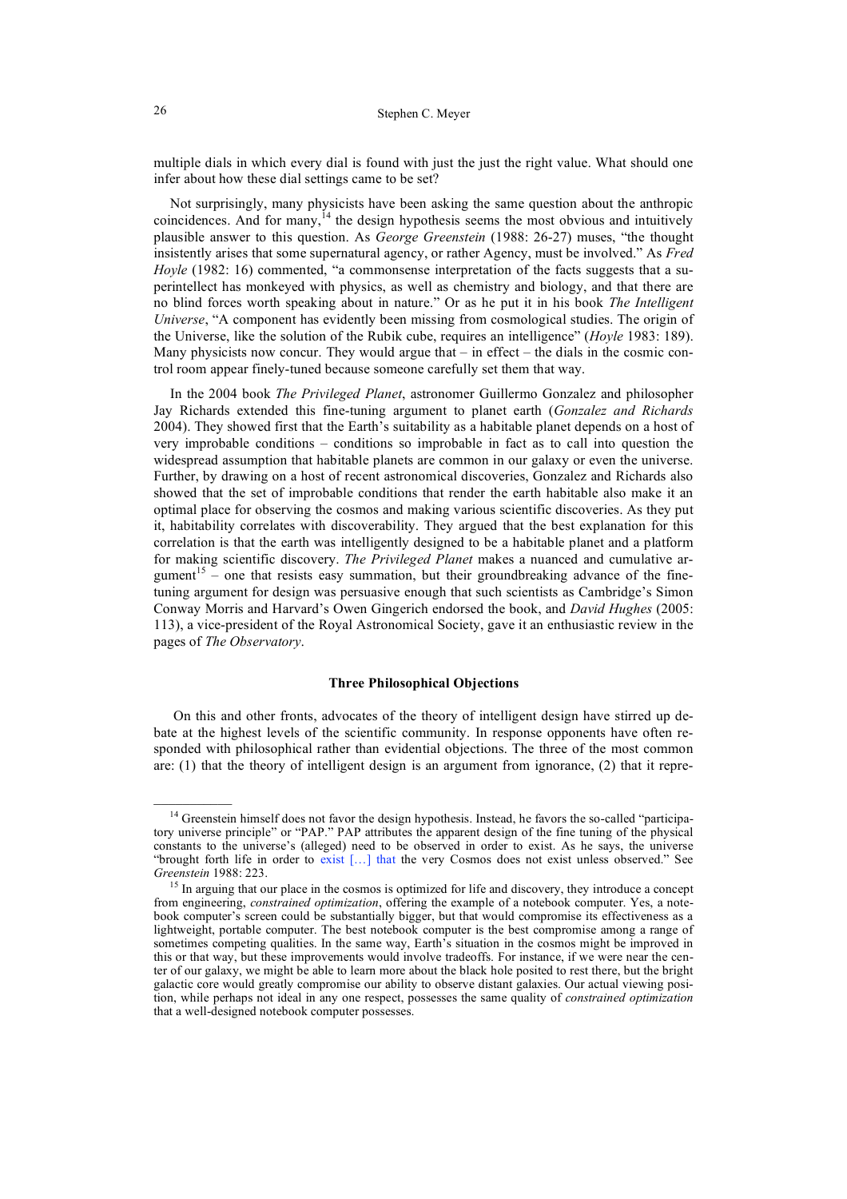multiple dials in which every dial is found with just the just the right value. What should one infer about how these dial settings came to be set?

Not surprisingly, many physicists have been asking the same question about the anthropic coincidences. And for many,[14] the design hypothesis seems the most obvious and intuitively plausible answer to this question. As *George Greenstein* (1988: 26-27) muses, "the thought insistently arises that some supernatural agency, or rather Agency, must be involved." As *Fred Hoyle* (1982: 16) commented, "a commonsense interpretation of the facts suggests that a superintellect has monkeyed with physics, as well as chemistry and biology, and that there are no blind forces worth speaking about in nature." Or as he put it in his book *The Intelligent Universe*, "A component has evidently been missing from cosmological studies. The origin of the Universe, like the solution of the Rubik cube, requires an intelligence" (*Hoyle* 1983: 189). Many physicists now concur. They would argue that – in effect – the dials in the cosmic control room appear finely-tuned because someone carefully set them that way.

In the 2004 book *The Privileged Planet*, astronomer Guillermo Gonzalez and philosopher Jay Richards extended this fine-tuning argument to planet earth (*Gonzalez and Richards* 2004). They showed first that the Earth's suitability as a habitable planet depends on a host of very improbable conditions – conditions so improbable in fact as to call into question the widespread assumption that habitable planets are common in our galaxy or even the universe. Further, by drawing on a host of recent astronomical discoveries, Gonzalez and Richards also showed that the set of improbable conditions that render the earth habitable also make it an optimal place for observing the cosmos and making various scientific discoveries. As they put it, habitability correlates with discoverability. They argued that the best explanation for this correlation is that the earth was intelligently designed to be a habitable planet and a platform for making scientific discovery. *The Privileged Planet* makes a nuanced and cumulative argument[15] – one that resists easy summation, but their groundbreaking advance of the fine-tuning argument for design was persuasive enough that such scientists as Cambridge's Simon Conway Morris and Harvard's Owen Gingerich endorsed the book, and *David Hughes* (2005: 113), a vice-president of the Royal Astronomical Society, gave it an enthusiastic review in the pages of *The Observatory*.

### Three Philosophical Objections

On this and other fronts, advocates of the theory of intelligent design have stirred up debate at the highest levels of the scientific community. In response opponents have often responded with philosophical rather than evidential objections. The three of the most common are: (1) that the theory of intelligent design is an argument from ignorance, (2) that it repre-

---

[14] Greenstein himself does not favor the design hypothesis. Instead, he favors the so-called "participatory universe principle" or "PAP." PAP attributes the apparent design of the fine tuning of the physical constants to the universe's (alleged) need to be observed in order to exist. As he says, the universe "brought forth life in order to exist […] that the very Cosmos does not exist unless observed." See *Greenstein* 1988: 223.

[15] In arguing that our place in the cosmos is optimized for life and discovery, they introduce a concept from engineering, *constrained optimization*, offering the example of a notebook computer. Yes, a notebook computer's screen could be substantially bigger, but that would compromise its effectiveness as a lightweight, portable computer. The best notebook computer is the best compromise among a range of sometimes competing qualities. In the same way, Earth's situation in the cosmos might be improved in this or that way, but these improvements would involve tradeoffs. For instance, if we were near the center of our galaxy, we might be able to learn more about the black hole posited to rest there, but the bright galactic core would greatly compromise our ability to observe distant galaxies. Our actual viewing position, while perhaps not ideal in any one respect, possesses the same quality of *constrained optimization* that a well-designed notebook computer possesses.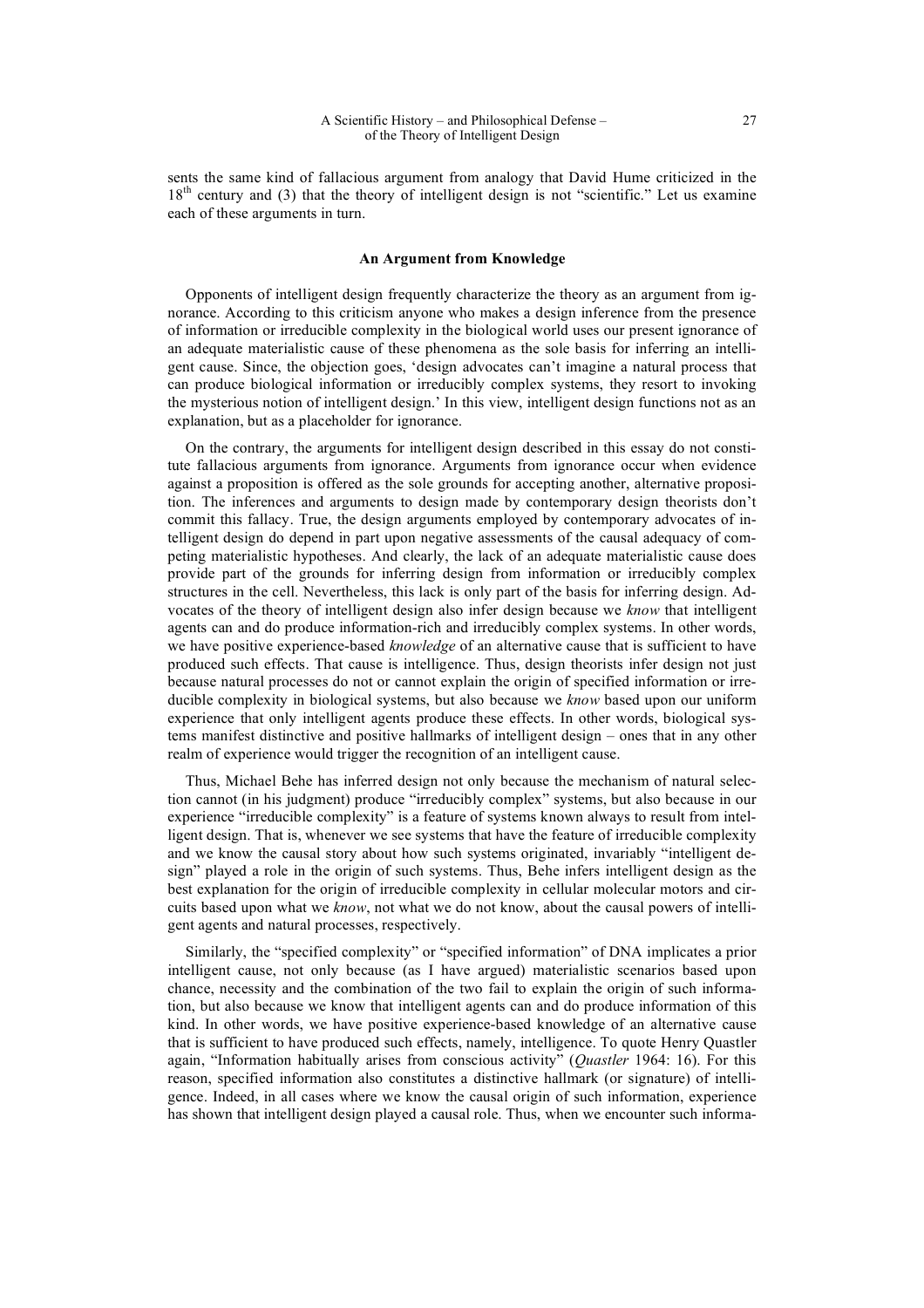sents the same kind of fallacious argument from analogy that David Hume criticized in the 18th century and (3) that the theory of intelligent design is not "scientific." Let us examine each of these arguments in turn.

### An Argument from Knowledge

Opponents of intelligent design frequently characterize the theory as an argument from ignorance. According to this criticism anyone who makes a design inference from the presence of information or irreducible complexity in the biological world uses our present ignorance of an adequate materialistic cause of these phenomena as the sole basis for inferring an intelligent cause. Since, the objection goes, 'design advocates can't imagine a natural process that can produce biological information or irreducibly complex systems, they resort to invoking the mysterious notion of intelligent design.' In this view, intelligent design functions not as an explanation, but as a placeholder for ignorance.

On the contrary, the arguments for intelligent design described in this essay do not constitute fallacious arguments from ignorance. Arguments from ignorance occur when evidence against a proposition is offered as the sole grounds for accepting another, alternative proposition. The inferences and arguments to design made by contemporary design theorists don't commit this fallacy. True, the design arguments employed by contemporary advocates of intelligent design do depend in part upon negative assessments of the causal adequacy of competing materialistic hypotheses. And clearly, the lack of an adequate materialistic cause does provide part of the grounds for inferring design from information or irreducibly complex structures in the cell. Nevertheless, this lack is only part of the basis for inferring design. Advocates of the theory of intelligent design also infer design because we *know* that intelligent agents can and do produce information-rich and irreducibly complex systems. In other words, we have positive experience-based *knowledge* of an alternative cause that is sufficient to have produced such effects. That cause is intelligence. Thus, design theorists infer design not just because natural processes do not or cannot explain the origin of specified information or irreducible complexity in biological systems, but also because we *know* based upon our uniform experience that only intelligent agents produce these effects. In other words, biological systems manifest distinctive and positive hallmarks of intelligent design – ones that in any other realm of experience would trigger the recognition of an intelligent cause.

Thus, Michael Behe has inferred design not only because the mechanism of natural selection cannot (in his judgment) produce "irreducibly complex" systems, but also because in our experience "irreducible complexity" is a feature of systems known always to result from intelligent design. That is, whenever we see systems that have the feature of irreducible complexity and we know the causal story about how such systems originated, invariably "intelligent design" played a role in the origin of such systems. Thus, Behe infers intelligent design as the best explanation for the origin of irreducible complexity in cellular molecular motors and circuits based upon what we *know*, not what we do not know, about the causal powers of intelligent agents and natural processes, respectively.

Similarly, the "specified complexity" or "specified information" of DNA implicates a prior intelligent cause, not only because (as I have argued) materialistic scenarios based upon chance, necessity and the combination of the two fail to explain the origin of such information, but also because we know that intelligent agents can and do produce information of this kind. In other words, we have positive experience-based knowledge of an alternative cause that is sufficient to have produced such effects, namely, intelligence. To quote Henry Quastler again, "Information habitually arises from conscious activity" (*Quastler* 1964: 16). For this reason, specified information also constitutes a distinctive hallmark (or signature) of intelligence. Indeed, in all cases where we know the causal origin of such information, experience has shown that intelligent design played a causal role. Thus, when we encounter such informa-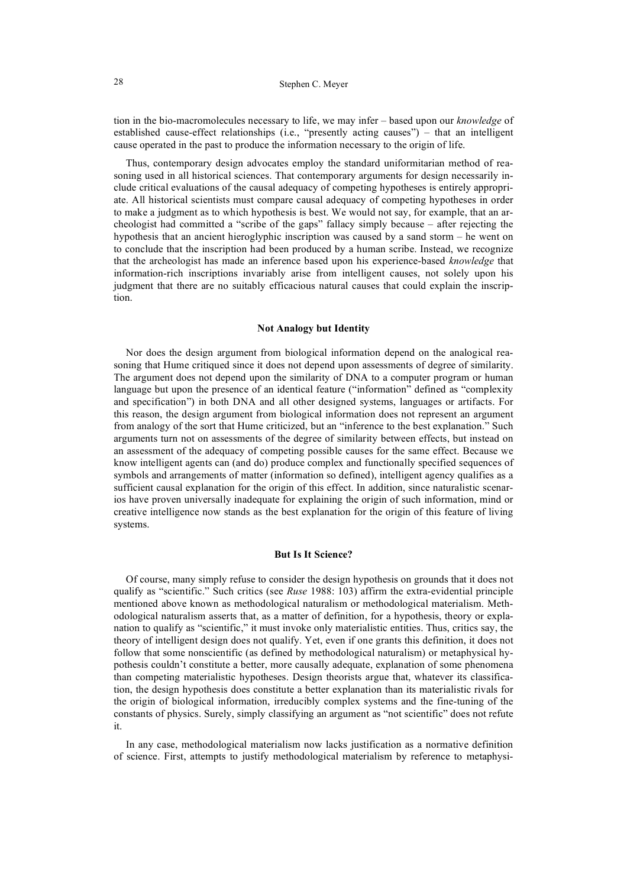tion in the bio-macromolecules necessary to life, we may infer – based upon our *knowledge* of established cause-effect relationships (i.e., "presently acting causes") – that an intelligent cause operated in the past to produce the information necessary to the origin of life.

Thus, contemporary design advocates employ the standard uniformitarian method of reasoning used in all historical sciences. That contemporary arguments for design necessarily include critical evaluations of the causal adequacy of competing hypotheses is entirely appropriate. All historical scientists must compare causal adequacy of competing hypotheses in order to make a judgment as to which hypothesis is best. We would not say, for example, that an archeologist had committed a "scribe of the gaps" fallacy simply because – after rejecting the hypothesis that an ancient hieroglyphic inscription was caused by a sand storm – he went on to conclude that the inscription had been produced by a human scribe. Instead, we recognize that the archeologist has made an inference based upon his experience-based *knowledge* that information-rich inscriptions invariably arise from intelligent causes, not solely upon his judgment that there are no suitably efficacious natural causes that could explain the inscription.

### Not Analogy but Identity

Nor does the design argument from biological information depend on the analogical reasoning that Hume critiqued since it does not depend upon assessments of degree of similarity. The argument does not depend upon the similarity of DNA to a computer program or human language but upon the presence of an identical feature ("information" defined as "complexity and specification") in both DNA and all other designed systems, languages or artifacts. For this reason, the design argument from biological information does not represent an argument from analogy of the sort that Hume criticized, but an "inference to the best explanation." Such arguments turn not on assessments of the degree of similarity between effects, but instead on an assessment of the adequacy of competing possible causes for the same effect. Because we know intelligent agents can (and do) produce complex and functionally specified sequences of symbols and arrangements of matter (information so defined), intelligent agency qualifies as a sufficient causal explanation for the origin of this effect. In addition, since naturalistic scenarios have proven universally inadequate for explaining the origin of such information, mind or creative intelligence now stands as the best explanation for the origin of this feature of living systems.

### But Is It Science?

Of course, many simply refuse to consider the design hypothesis on grounds that it does not qualify as "scientific." Such critics (see *Ruse* 1988: 103) affirm the extra-evidential principle mentioned above known as methodological naturalism or methodological materialism. Methodological naturalism asserts that, as a matter of definition, for a hypothesis, theory or explanation to qualify as "scientific," it must invoke only materialistic entities. Thus, critics say, the theory of intelligent design does not qualify. Yet, even if one grants this definition, it does not follow that some nonscientific (as defined by methodological naturalism) or metaphysical hypothesis couldn't constitute a better, more causally adequate, explanation of some phenomena than competing materialistic hypotheses. Design theorists argue that, whatever its classification, the design hypothesis does constitute a better explanation than its materialistic rivals for the origin of biological information, irreducibly complex systems and the fine-tuning of the constants of physics. Surely, simply classifying an argument as "not scientific" does not refute it.

In any case, methodological materialism now lacks justification as a normative definition of science. First, attempts to justify methodological materialism by reference to metaphysi-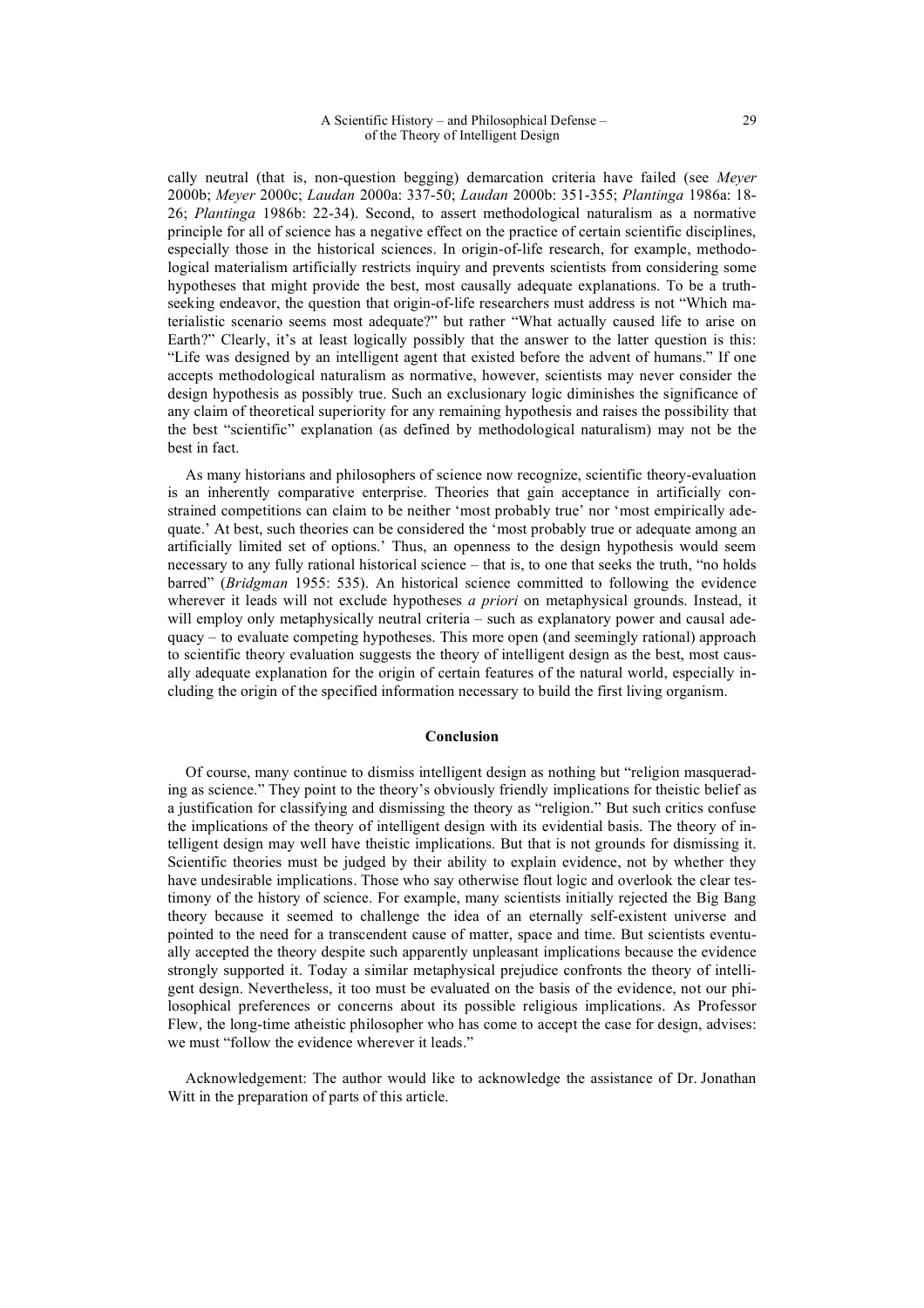cally neutral (that is, non-question begging) demarcation criteria have failed (see *Meyer* 2000b; *Meyer* 2000c; *Laudan* 2000a: 337-50; *Laudan* 2000b: 351-355; *Plantinga* 1986a: 18-26; *Plantinga* 1986b: 22-34). Second, to assert methodological naturalism as a normative principle for all of science has a negative effect on the practice of certain scientific disciplines, especially those in the historical sciences. In origin-of-life research, for example, methodological materialism artificially restricts inquiry and prevents scientists from considering some hypotheses that might provide the best, most causally adequate explanations. To be a truth-seeking endeavor, the question that origin-of-life researchers must address is not "Which materialistic scenario seems most adequate?" but rather "What actually caused life to arise on Earth?" Clearly, it's at least logically possibly that the answer to the latter question is this: "Life was designed by an intelligent agent that existed before the advent of humans." If one accepts methodological naturalism as normative, however, scientists may never consider the design hypothesis as possibly true. Such an exclusionary logic diminishes the significance of any claim of theoretical superiority for any remaining hypothesis and raises the possibility that the best "scientific" explanation (as defined by methodological naturalism) may not be the best in fact.

As many historians and philosophers of science now recognize, scientific theory-evaluation is an inherently comparative enterprise. Theories that gain acceptance in artificially constrained competitions can claim to be neither 'most probably true' nor 'most empirically adequate.' At best, such theories can be considered the 'most probably true or adequate among an artificially limited set of options.' Thus, an openness to the design hypothesis would seem necessary to any fully rational historical science – that is, to one that seeks the truth, "no holds barred" (*Bridgman* 1955: 535). An historical science committed to following the evidence wherever it leads will not exclude hypotheses *a priori* on metaphysical grounds. Instead, it will employ only metaphysically neutral criteria – such as explanatory power and causal adequacy – to evaluate competing hypotheses. This more open (and seemingly rational) approach to scientific theory evaluation suggests the theory of intelligent design as the best, most causally adequate explanation for the origin of certain features of the natural world, especially including the origin of the specified information necessary to build the first living organism.

## Conclusion

Of course, many continue to dismiss intelligent design as nothing but "religion masquerading as science." They point to the theory's obviously friendly implications for theistic belief as a justification for classifying and dismissing the theory as "religion." But such critics confuse the implications of the theory of intelligent design with its evidential basis. The theory of intelligent design may well have theistic implications. But that is not grounds for dismissing it. Scientific theories must be judged by their ability to explain evidence, not by whether they have undesirable implications. Those who say otherwise flout logic and overlook the clear testimony of the history of science. For example, many scientists initially rejected the Big Bang theory because it seemed to challenge the idea of an eternally self-existent universe and pointed to the need for a transcendent cause of matter, space and time. But scientists eventually accepted the theory despite such apparently unpleasant implications because the evidence strongly supported it. Today a similar metaphysical prejudice confronts the theory of intelligent design. Nevertheless, it too must be evaluated on the basis of the evidence, not our philosophical preferences or concerns about its possible religious implications. As Professor Flew, the long-time atheistic philosopher who has come to accept the case for design, advises: we must "follow the evidence wherever it leads."

Acknowledgement: The author would like to acknowledge the assistance of Dr. Jonathan Witt in the preparation of parts of this article.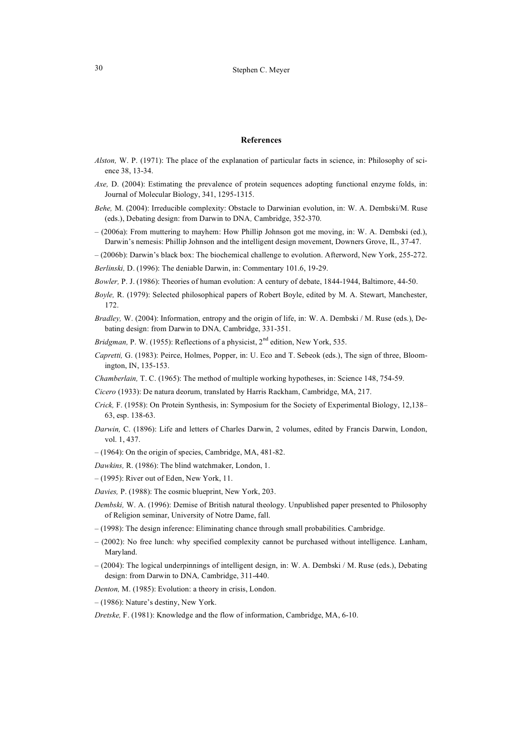## References

*Alston,* W. P. (1971): The place of the explanation of particular facts in science, in: Philosophy of science 38, 13-34.

*Axe,* D. (2004): Estimating the prevalence of protein sequences adopting functional enzyme folds, in: Journal of Molecular Biology, 341, 1295-1315.

*Behe,* M. (2004): Irreducible complexity: Obstacle to Darwinian evolution, in: W. A. Dembski/M. Ruse (eds.), Debating design: from Darwin to DNA*,* Cambridge, 352-370.

– (2006a): From muttering to mayhem: How Phillip Johnson got me moving, in: W. A. Dembski (ed.), Darwin's nemesis: Phillip Johnson and the intelligent design movement, Downers Grove, IL, 37-47.

– (2006b): Darwin's black box: The biochemical challenge to evolution. Afterword, New York, 255-272.

*Berlinski,* D. (1996): The deniable Darwin, in: Commentary 101.6, 19-29.

*Bowler,* P. J. (1986): Theories of human evolution: A century of debate, 1844-1944, Baltimore, 44-50.

*Boyle,* R. (1979): Selected philosophical papers of Robert Boyle, edited by M. A. Stewart, Manchester, 172.

*Bradley,* W. (2004): Information, entropy and the origin of life, in: W. A. Dembski / M. Ruse (eds.), Debating design: from Darwin to DNA*,* Cambridge, 331-351.

*Bridgman,* P. W. (1955): Reflections of a physicist, 2nd edition, New York, 535.

*Capretti,* G. (1983): Peirce, Holmes, Popper, in: U. Eco and T. Sebeok (eds.), The sign of three, Bloomington, IN, 135-153.

*Chamberlain,* T. C. (1965): The method of multiple working hypotheses, in: Science 148, 754-59.

*Cicero* (1933): De natura deorum, translated by Harris Rackham, Cambridge, MA, 217.

*Crick,* F. (1958): On Protein Synthesis, in: Symposium for the Society of Experimental Biology, 12,138–63, esp. 138-63.

*Darwin,* C. (1896): Life and letters of Charles Darwin, 2 volumes, edited by Francis Darwin, London, vol. 1, 437.

– (1964): On the origin of species, Cambridge, MA, 481-82.

*Dawkins,* R. (1986): The blind watchmaker, London, 1.

– (1995): River out of Eden, New York, 11.

*Davies,* P. (1988): The cosmic blueprint, New York, 203.

*Dembski,* W. A. (1996): Demise of British natural theology. Unpublished paper presented to Philosophy of Religion seminar, University of Notre Dame, fall.

– (1998): The design inference: Eliminating chance through small probabilities. Cambridge.

– (2002): No free lunch: why specified complexity cannot be purchased without intelligence. Lanham, Maryland.

– (2004): The logical underpinnings of intelligent design, in: W. A. Dembski / M. Ruse (eds.), Debating design: from Darwin to DNA*,* Cambridge, 311-440.

*Denton,* M. (1985): Evolution: a theory in crisis, London.

– (1986): Nature's destiny, New York.

*Dretske,* F. (1981): Knowledge and the flow of information, Cambridge, MA, 6-10.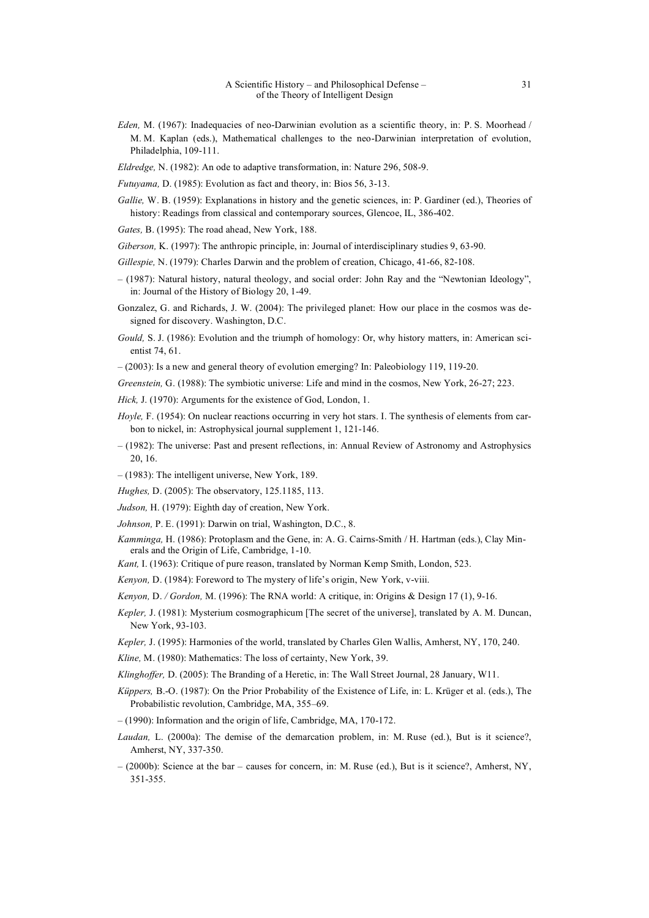*Eden,* M. (1967): Inadequacies of neo-Darwinian evolution as a scientific theory, in: P. S. Moorhead / M. M. Kaplan (eds.), Mathematical challenges to the neo-Darwinian interpretation of evolution, Philadelphia, 109-111.

*Eldredge,* N. (1982): An ode to adaptive transformation, in: Nature 296, 508-9.

*Futuyama,* D. (1985): Evolution as fact and theory, in: Bios 56, 3-13.

*Gallie,* W. B. (1959): Explanations in history and the genetic sciences, in: P. Gardiner (ed.), Theories of history: Readings from classical and contemporary sources, Glencoe, IL, 386-402.

*Gates,* B. (1995): The road ahead, New York, 188.

*Giberson,* K. (1997): The anthropic principle, in: Journal of interdisciplinary studies 9, 63-90.

*Gillespie,* N. (1979): Charles Darwin and the problem of creation, Chicago, 41-66, 82-108.

– (1987): Natural history, natural theology, and social order: John Ray and the "Newtonian Ideology", in: Journal of the History of Biology 20, 1-49.

Gonzalez, G. and Richards, J. W. (2004): The privileged planet: How our place in the cosmos was designed for discovery. Washington, D.C.

*Gould,* S. J. (1986): Evolution and the triumph of homology: Or, why history matters, in: American scientist 74, 61.

– (2003): Is a new and general theory of evolution emerging? In: Paleobiology 119, 119-20.

*Greenstein,* G. (1988): The symbiotic universe: Life and mind in the cosmos, New York, 26-27; 223.

*Hick,* J. (1970): Arguments for the existence of God, London, 1.

*Hoyle,* F. (1954): On nuclear reactions occurring in very hot stars. I. The synthesis of elements from carbon to nickel, in: Astrophysical journal supplement 1, 121-146.

– (1982): The universe: Past and present reflections, in: Annual Review of Astronomy and Astrophysics 20, 16.

– (1983): The intelligent universe, New York, 189.

*Hughes,* D. (2005): The observatory, 125.1185, 113.

*Judson,* H. (1979): Eighth day of creation, New York.

*Johnson,* P. E. (1991): Darwin on trial, Washington, D.C., 8.

*Kamminga,* H. (1986): Protoplasm and the Gene, in: A. G. Cairns-Smith / H. Hartman (eds.), Clay Minerals and the Origin of Life, Cambridge, 1-10.

*Kant,* I. (1963): Critique of pure reason, translated by Norman Kemp Smith, London, 523.

*Kenyon,* D. (1984): Foreword to The mystery of life's origin, New York, v-viii.

*Kenyon,* D. */ Gordon,* M. (1996): The RNA world: A critique, in: Origins & Design 17 (1), 9-16.

*Kepler,* J. (1981): Mysterium cosmographicum [The secret of the universe], translated by A. M. Duncan, New York, 93-103.

*Kepler,* J. (1995): Harmonies of the world, translated by Charles Glen Wallis, Amherst, NY, 170, 240.

*Kline,* M. (1980): Mathematics: The loss of certainty, New York, 39.

*Klinghoffer,* D. (2005): The Branding of a Heretic, in: The Wall Street Journal, 28 January, W11.

*Küppers,* B.-O. (1987): On the Prior Probability of the Existence of Life, in: L. Krüger et al. (eds.), The Probabilistic revolution, Cambridge, MA, 355–69.

– (1990): Information and the origin of life, Cambridge, MA, 170-172.

*Laudan,* L. (2000a): The demise of the demarcation problem, in: M. Ruse (ed.), But is it science?, Amherst, NY, 337-350.

– (2000b): Science at the bar – causes for concern, in: M. Ruse (ed.), But is it science?, Amherst, NY, 351-355.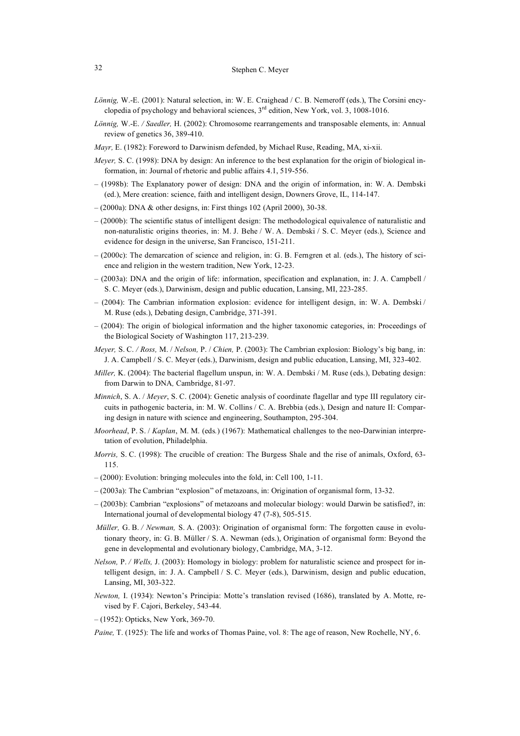*Lönnig,* W.-E. (2001): Natural selection, in: W. E. Craighead / C. B. Nemeroff (eds.), The Corsini encyclopedia of psychology and behavioral sciences, 3rd edition, New York, vol. 3, 1008-1016.

*Lönnig,* W.-E. */ Saedler,* H. (2002): Chromosome rearrangements and transposable elements, in: Annual review of genetics 36, 389-410.

*Mayr,* E. (1982): Foreword to Darwinism defended, by Michael Ruse, Reading, MA, xi-xii.

*Meyer,* S. C. (1998): DNA by design: An inference to the best explanation for the origin of biological information, in: Journal of rhetoric and public affairs 4.1, 519-556.

– (1998b): The Explanatory power of design: DNA and the origin of information, in: W. A. Dembski (ed.), Mere creation: science, faith and intelligent design, Downers Grove, IL, 114-147.

– (2000a): DNA & other designs, in: First things 102 (April 2000), 30-38.

– (2000b): The scientific status of intelligent design: The methodological equivalence of naturalistic and non-naturalistic origins theories, in: M. J. Behe / W. A. Dembski / S. C. Meyer (eds.), Science and evidence for design in the universe, San Francisco, 151-211.

– (2000c): The demarcation of science and religion, in: G. B. Ferngren et al. (eds.), The history of science and religion in the western tradition, New York, 12-23.

– (2003a): DNA and the origin of life: information, specification and explanation, in: J. A. Campbell / S. C. Meyer (eds.), Darwinism, design and public education, Lansing, MI, 223-285.

– (2004): The Cambrian information explosion: evidence for intelligent design, in: W. A. Dembski / M. Ruse (eds.), Debating design, Cambridge, 371-391.

– (2004): The origin of biological information and the higher taxonomic categories, in: Proceedings of the Biological Society of Washington 117, 213-239.

*Meyer,* S. C. */ Ross,* M. / *Nelson,* P. / *Chien,* P. (2003): The Cambrian explosion: Biology's big bang, in: J. A. Campbell / S. C. Meyer (eds.), Darwinism, design and public education, Lansing, MI, 323-402.

*Miller,* K. (2004): The bacterial flagellum unspun, in: W. A. Dembski / M. Ruse (eds.), Debating design: from Darwin to DNA*,* Cambridge, 81-97.

*Minnich*, S. A. / *Meyer*, S. C. (2004): Genetic analysis of coordinate flagellar and type III regulatory circuits in pathogenic bacteria, in: M. W. Collins / C. A. Brebbia (eds.), Design and nature II: Comparing design in nature with science and engineering, Southampton, 295-304.

*Moorhead*, P. S. / *Kaplan*, M. M. (eds*.*) (1967): Mathematical challenges to the neo-Darwinian interpretation of evolution, Philadelphia.

*Morris,* S. C. (1998): The crucible of creation: The Burgess Shale and the rise of animals, Oxford, 63-115.

– (2000): Evolution: bringing molecules into the fold, in: Cell 100, 1-11.

– (2003a): The Cambrian "explosion" of metazoans, in: Origination of organismal form, 13-32.

– (2003b): Cambrian "explosions" of metazoans and molecular biology: would Darwin be satisfied?, in: International journal of developmental biology 47 (7-8), 505-515.

*Müller,* G. B. */ Newman,* S. A. (2003): Origination of organismal form: The forgotten cause in evolutionary theory, in: G. B. Müller / S. A. Newman (eds.), Origination of organismal form: Beyond the gene in developmental and evolutionary biology, Cambridge, MA, 3-12.

*Nelson,* P. */ Wells,* J. (2003): Homology in biology: problem for naturalistic science and prospect for intelligent design, in: J. A. Campbell / S. C. Meyer (eds.), Darwinism, design and public education, Lansing, MI, 303-322.

*Newton,* I. (1934): Newton's Principia: Motte's translation revised (1686), translated by A. Motte, revised by F. Cajori, Berkeley, 543-44.

– (1952): Opticks, New York, 369-70.

*Paine,* T. (1925): The life and works of Thomas Paine, vol. 8: The age of reason, New Rochelle, NY, 6.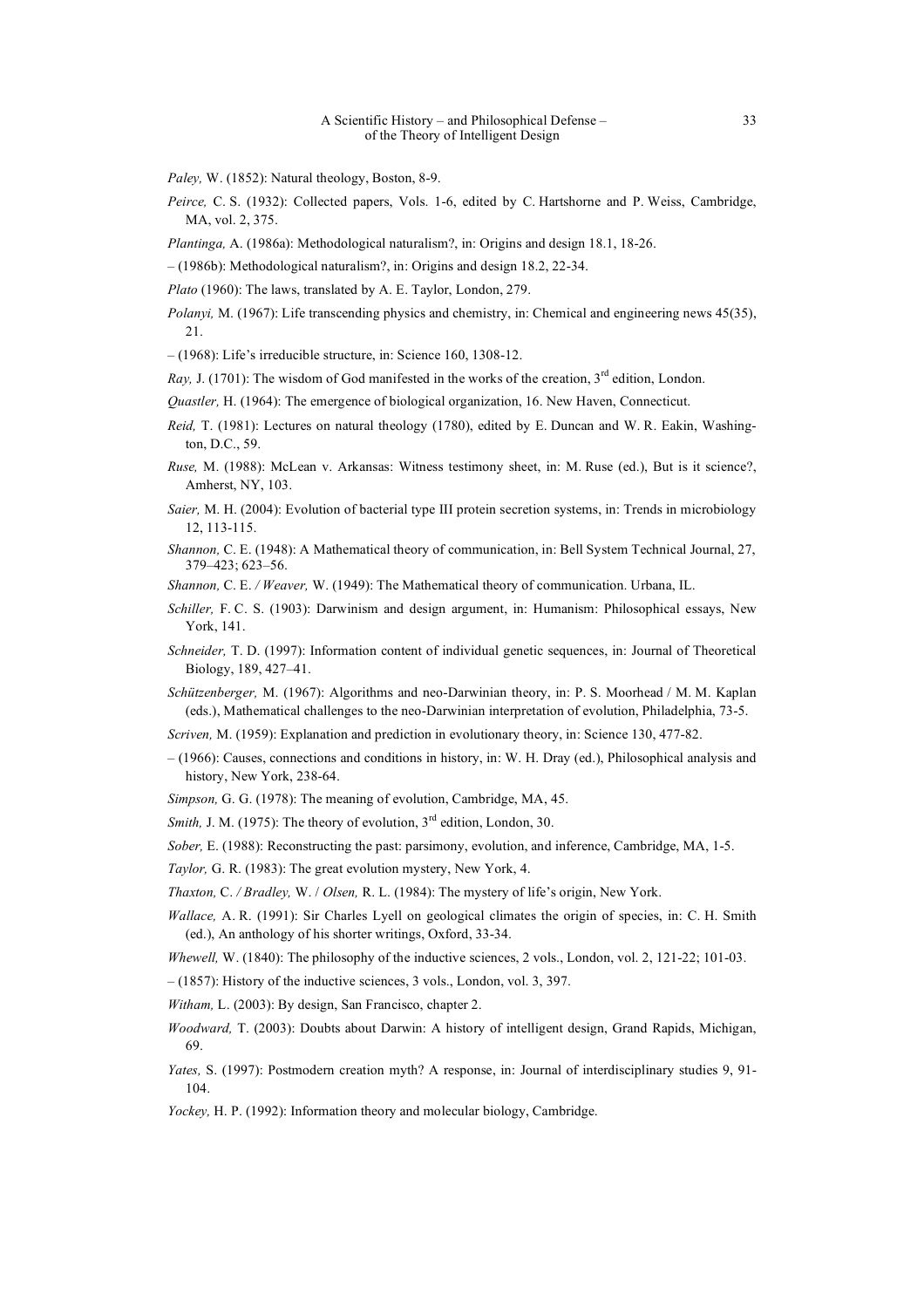*Paley,* W. (1852): Natural theology, Boston, 8-9.

*Peirce,* C. S. (1932): Collected papers, Vols. 1-6, edited by C. Hartshorne and P. Weiss, Cambridge, MA, vol. 2, 375.

*Plantinga,* A. (1986a): Methodological naturalism?, in: Origins and design 18.1, 18-26.

– (1986b): Methodological naturalism?, in: Origins and design 18.2, 22-34.

*Plato* (1960): The laws, translated by A. E. Taylor, London, 279.

*Polanyi,* M. (1967): Life transcending physics and chemistry, in: Chemical and engineering news 45(35), 21.

– (1968): Life's irreducible structure, in: Science 160, 1308-12.

*Ray,* J. (1701): The wisdom of God manifested in the works of the creation, 3rd edition, London.

*Quastler,* H. (1964): The emergence of biological organization, 16. New Haven, Connecticut.

*Reid,* T. (1981): Lectures on natural theology (1780), edited by E. Duncan and W. R. Eakin, Washington, D.C., 59.

*Ruse,* M. (1988): McLean v. Arkansas: Witness testimony sheet, in: M. Ruse (ed.), But is it science?, Amherst, NY, 103.

*Saier,* M. H. (2004): Evolution of bacterial type III protein secretion systems, in: Trends in microbiology 12, 113-115.

*Shannon,* C. E. (1948): A Mathematical theory of communication, in: Bell System Technical Journal, 27, 379–423; 623–56.

*Shannon,* C. E. */ Weaver,* W. (1949): The Mathematical theory of communication. Urbana, IL.

*Schiller,* F. C. S. (1903): Darwinism and design argument, in: Humanism: Philosophical essays, New York, 141.

*Schneider,* T. D. (1997): Information content of individual genetic sequences, in: Journal of Theoretical Biology, 189, 427–41.

*Schützenberger,* M. (1967): Algorithms and neo-Darwinian theory, in: P. S. Moorhead / M. M. Kaplan (eds.), Mathematical challenges to the neo-Darwinian interpretation of evolution, Philadelphia, 73-5.

*Scriven,* M. (1959): Explanation and prediction in evolutionary theory, in: Science 130, 477-82.

– (1966): Causes, connections and conditions in history, in: W. H. Dray (ed.), Philosophical analysis and history, New York, 238-64.

*Simpson,* G. G. (1978): The meaning of evolution, Cambridge, MA, 45.

*Smith,* J. M. (1975): The theory of evolution, 3rd edition, London, 30.

*Sober,* E. (1988): Reconstructing the past: parsimony, evolution, and inference, Cambridge, MA, 1-5.

*Taylor,* G. R. (1983): The great evolution mystery, New York, 4.

*Thaxton,* C. */ Bradley,* W. */ Olsen,* R. L. (1984): The mystery of life's origin, New York.

*Wallace,* A. R. (1991): Sir Charles Lyell on geological climates the origin of species, in: C. H. Smith (ed.), An anthology of his shorter writings, Oxford, 33-34.

*Whewell,* W. (1840): The philosophy of the inductive sciences, 2 vols., London, vol. 2, 121-22; 101-03.

– (1857): History of the inductive sciences, 3 vols., London, vol. 3, 397.

*Witham,* L. (2003): By design, San Francisco, chapter 2.

*Woodward,* T. (2003): Doubts about Darwin: A history of intelligent design, Grand Rapids, Michigan, 69.

*Yates,* S. (1997): Postmodern creation myth? A response, in: Journal of interdisciplinary studies 9, 91-104.

*Yockey,* H. P. (1992): Information theory and molecular biology, Cambridge.